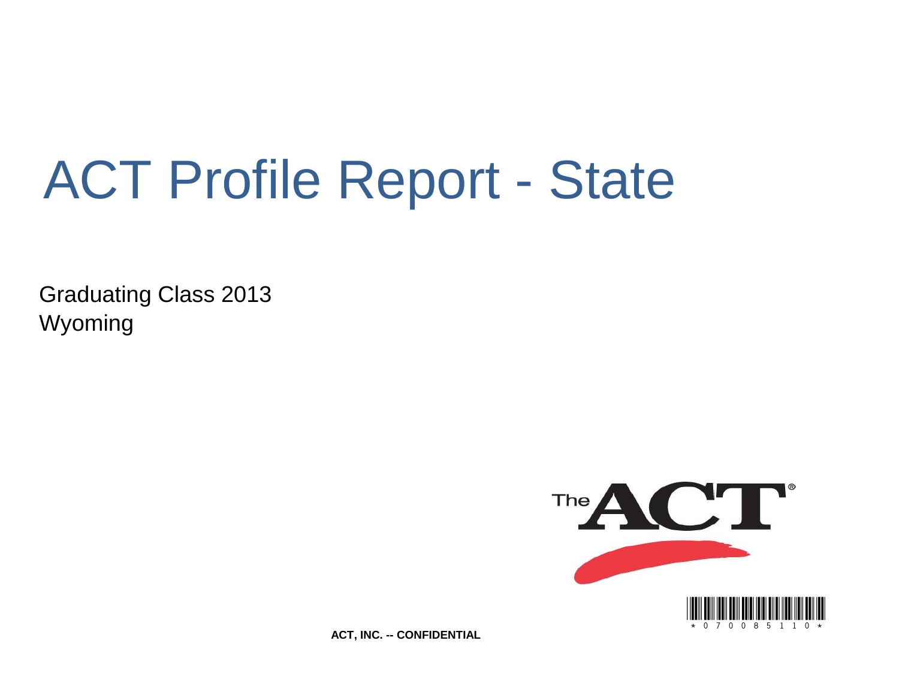# ACT Profile Report - State

Graduating Class 2013
Wyoming

ACT, INC. -- CONFIDENTIAL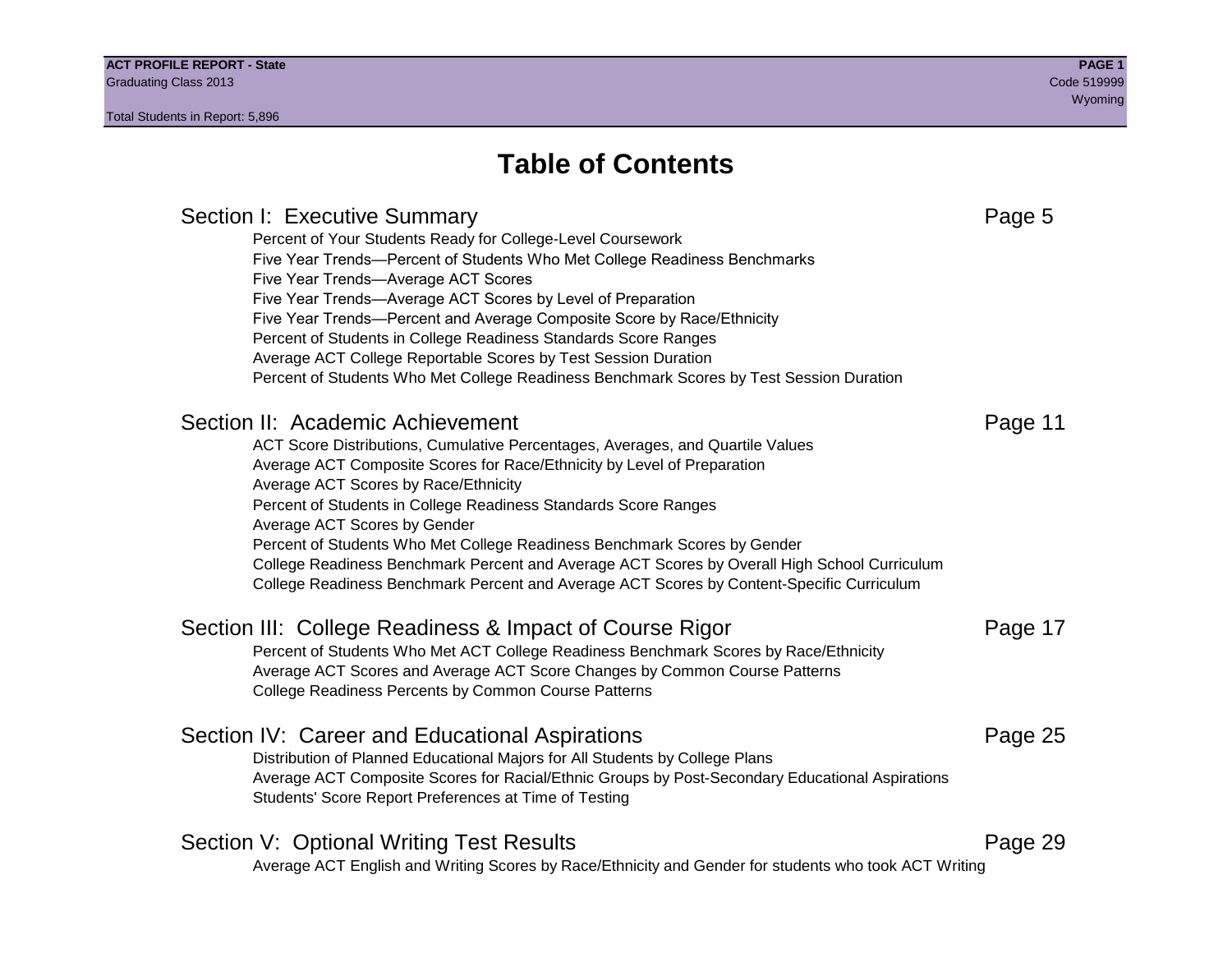# Table of Contents

## Section I: Executive Summary — Page 5

- Percent of Your Students Ready for College-Level Coursework
- Five Year Trends—Percent of Students Who Met College Readiness Benchmarks
- Five Year Trends—Average ACT Scores
- Five Year Trends—Average ACT Scores by Level of Preparation
- Five Year Trends—Percent and Average Composite Score by Race/Ethnicity
- Percent of Students in College Readiness Standards Score Ranges
- Average ACT College Reportable Scores by Test Session Duration
- Percent of Students Who Met College Readiness Benchmark Scores by Test Session Duration

## Section II: Academic Achievement — Page 11

- ACT Score Distributions, Cumulative Percentages, Averages, and Quartile Values
- Average ACT Composite Scores for Race/Ethnicity by Level of Preparation
- Average ACT Scores by Race/Ethnicity
- Percent of Students in College Readiness Standards Score Ranges
- Average ACT Scores by Gender
- Percent of Students Who Met College Readiness Benchmark Scores by Gender
- College Readiness Benchmark Percent and Average ACT Scores by Overall High School Curriculum
- College Readiness Benchmark Percent and Average ACT Scores by Content-Specific Curriculum

## Section III: College Readiness & Impact of Course Rigor — Page 17

- Percent of Students Who Met ACT College Readiness Benchmark Scores by Race/Ethnicity
- Average ACT Scores and Average ACT Score Changes by Common Course Patterns
- College Readiness Percents by Common Course Patterns

## Section IV: Career and Educational Aspirations — Page 25

- Distribution of Planned Educational Majors for All Students by College Plans
- Average ACT Composite Scores for Racial/Ethnic Groups by Post-Secondary Educational Aspirations
- Students' Score Report Preferences at Time of Testing

## Section V: Optional Writing Test Results — Page 29

- Average ACT English and Writing Scores by Race/Ethnicity and Gender for students who took ACT Writing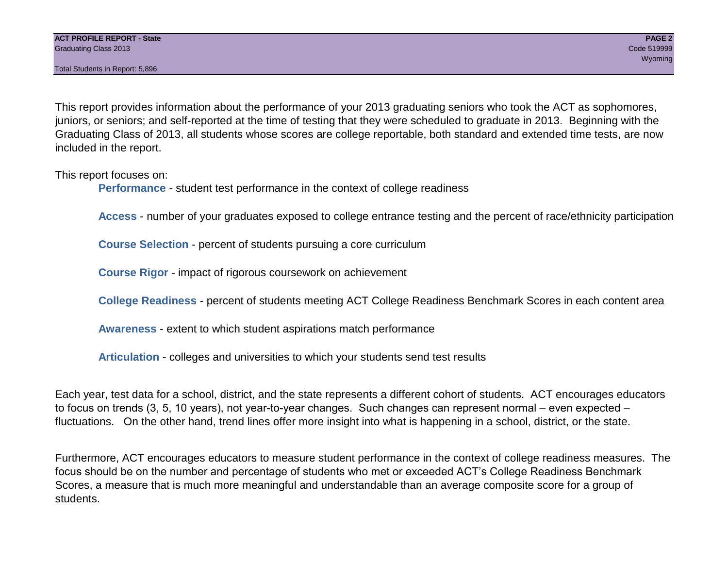This report provides information about the performance of your 2013 graduating seniors who took the ACT as sophomores, juniors, or seniors; and self-reported at the time of testing that they were scheduled to graduate in 2013. Beginning with the Graduating Class of 2013, all students whose scores are college reportable, both standard and extended time tests, are now included in the report.

This report focuses on:

- **Performance** - student test performance in the context of college readiness
- **Access** - number of your graduates exposed to college entrance testing and the percent of race/ethnicity participation
- **Course Selection** - percent of students pursuing a core curriculum
- **Course Rigor** - impact of rigorous coursework on achievement
- **College Readiness** - percent of students meeting ACT College Readiness Benchmark Scores in each content area
- **Awareness** - extent to which student aspirations match performance
- **Articulation** - colleges and universities to which your students send test results

Each year, test data for a school, district, and the state represents a different cohort of students. ACT encourages educators to focus on trends (3, 5, 10 years), not year-to-year changes. Such changes can represent normal – even expected – fluctuations. On the other hand, trend lines offer more insight into what is happening in a school, district, or the state.

Furthermore, ACT encourages educators to measure student performance in the context of college readiness measures. The focus should be on the number and percentage of students who met or exceeded ACT's College Readiness Benchmark Scores, a measure that is much more meaningful and understandable than an average composite score for a group of students.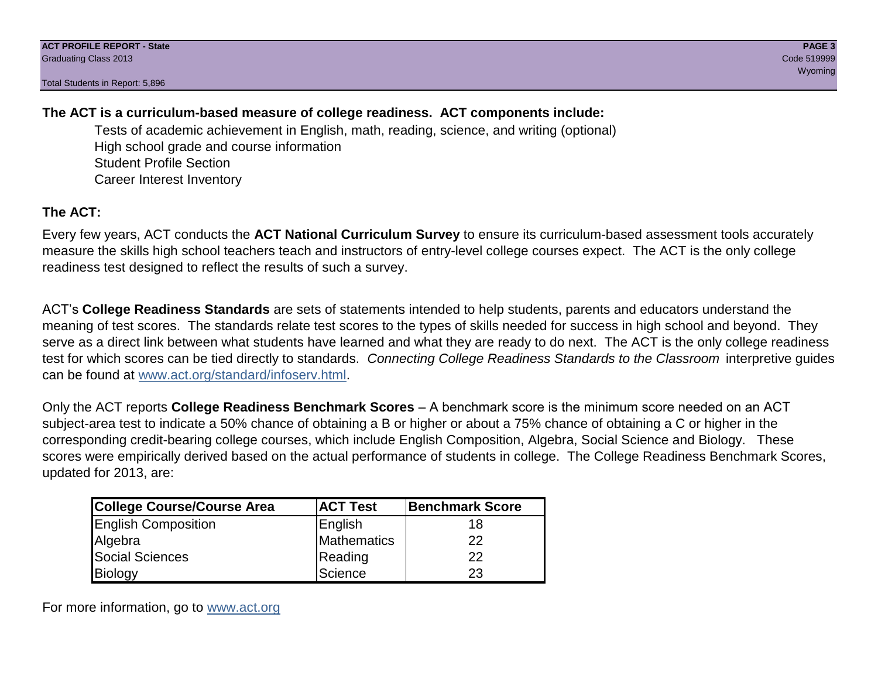**The ACT is a curriculum-based measure of college readiness. ACT components include:**

- Tests of academic achievement in English, math, reading, science, and writing (optional)
- High school grade and course information
- Student Profile Section
- Career Interest Inventory

## The ACT:

Every few years, ACT conducts the **ACT National Curriculum Survey** to ensure its curriculum-based assessment tools accurately measure the skills high school teachers teach and instructors of entry-level college courses expect. The ACT is the only college readiness test designed to reflect the results of such a survey.

ACT's **College Readiness Standards** are sets of statements intended to help students, parents and educators understand the meaning of test scores. The standards relate test scores to the types of skills needed for success in high school and beyond. They serve as a direct link between what students have learned and what they are ready to do next. The ACT is the only college readiness test for which scores can be tied directly to standards. *Connecting College Readiness Standards to the Classroom* interpretive guides can be found at www.act.org/standard/infoserv.html.

Only the ACT reports **College Readiness Benchmark Scores** – A benchmark score is the minimum score needed on an ACT subject-area test to indicate a 50% chance of obtaining a B or higher or about a 75% chance of obtaining a C or higher in the corresponding credit-bearing college courses, which include English Composition, Algebra, Social Science and Biology. These scores were empirically derived based on the actual performance of students in college. The College Readiness Benchmark Scores, updated for 2013, are:

| College Course/Course Area | ACT Test | Benchmark Score |
|---|---|---|
| English Composition | English | 18 |
| Algebra | Mathematics | 22 |
| Social Sciences | Reading | 22 |
| Biology | Science | 23 |

For more information, go to www.act.org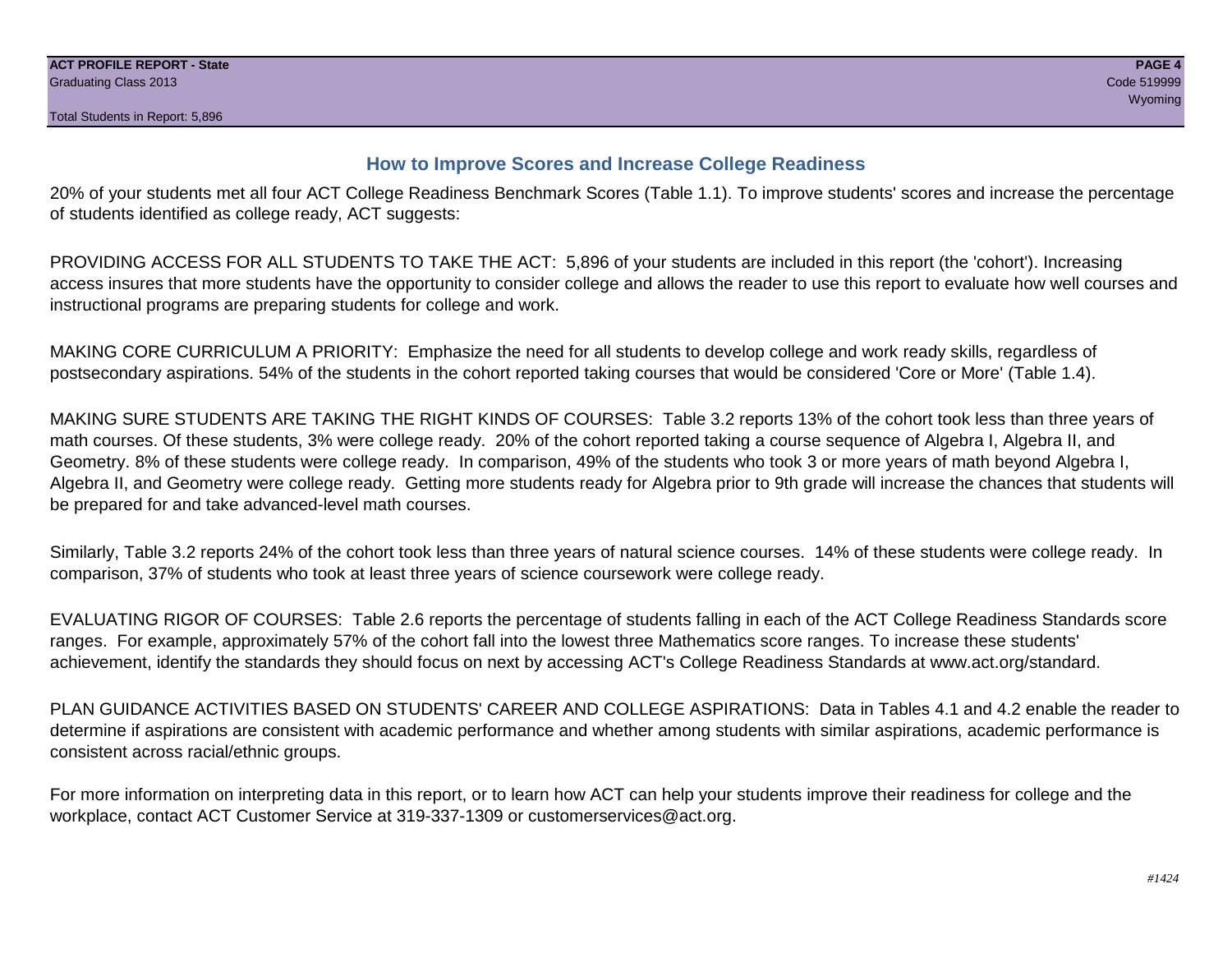## How to Improve Scores and Increase College Readiness

20% of your students met all four ACT College Readiness Benchmark Scores (Table 1.1). To improve students' scores and increase the percentage of students identified as college ready, ACT suggests:

PROVIDING ACCESS FOR ALL STUDENTS TO TAKE THE ACT: 5,896 of your students are included in this report (the 'cohort'). Increasing access insures that more students have the opportunity to consider college and allows the reader to use this report to evaluate how well courses and instructional programs are preparing students for college and work.

MAKING CORE CURRICULUM A PRIORITY: Emphasize the need for all students to develop college and work ready skills, regardless of postsecondary aspirations. 54% of the students in the cohort reported taking courses that would be considered 'Core or More' (Table 1.4).

MAKING SURE STUDENTS ARE TAKING THE RIGHT KINDS OF COURSES: Table 3.2 reports 13% of the cohort took less than three years of math courses. Of these students, 3% were college ready. 20% of the cohort reported taking a course sequence of Algebra I, Algebra II, and Geometry. 8% of these students were college ready. In comparison, 49% of the students who took 3 or more years of math beyond Algebra I, Algebra II, and Geometry were college ready. Getting more students ready for Algebra prior to 9th grade will increase the chances that students will be prepared for and take advanced-level math courses.

Similarly, Table 3.2 reports 24% of the cohort took less than three years of natural science courses. 14% of these students were college ready. In comparison, 37% of students who took at least three years of science coursework were college ready.

EVALUATING RIGOR OF COURSES: Table 2.6 reports the percentage of students falling in each of the ACT College Readiness Standards score ranges. For example, approximately 57% of the cohort fall into the lowest three Mathematics score ranges. To increase these students' achievement, identify the standards they should focus on next by accessing ACT's College Readiness Standards at www.act.org/standard.

PLAN GUIDANCE ACTIVITIES BASED ON STUDENTS' CAREER AND COLLEGE ASPIRATIONS: Data in Tables 4.1 and 4.2 enable the reader to determine if aspirations are consistent with academic performance and whether among students with similar aspirations, academic performance is consistent across racial/ethnic groups.

For more information on interpreting data in this report, or to learn how ACT can help your students improve their readiness for college and the workplace, contact ACT Customer Service at 319-337-1309 or customerservices@act.org.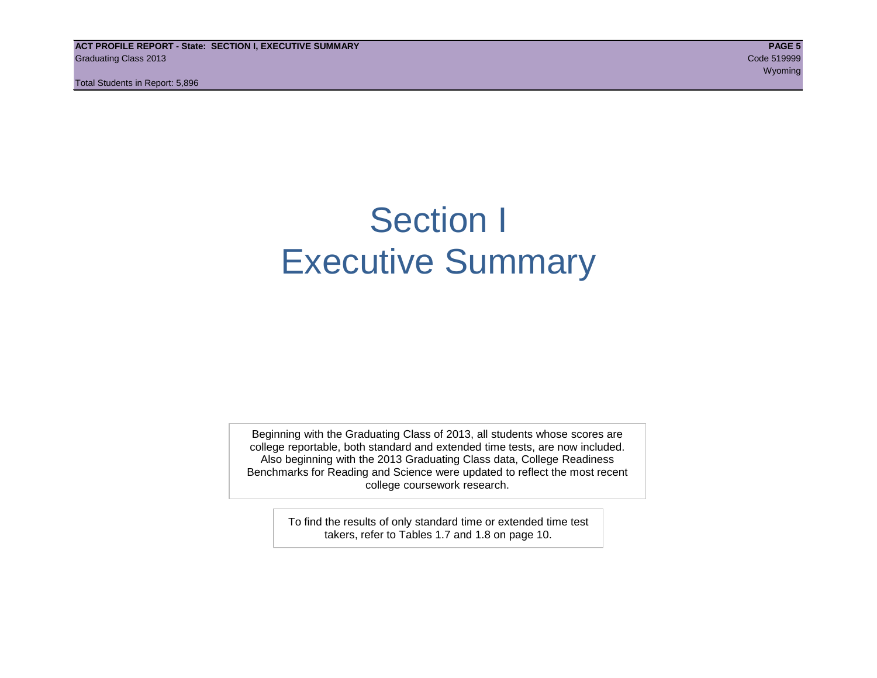# Section I
# Executive Summary

Beginning with the Graduating Class of 2013, all students whose scores are college reportable, both standard and extended time tests, are now included. Also beginning with the 2013 Graduating Class data, College Readiness Benchmarks for Reading and Science were updated to reflect the most recent college coursework research.

To find the results of only standard time or extended time test takers, refer to Tables 1.7 and 1.8 on page 10.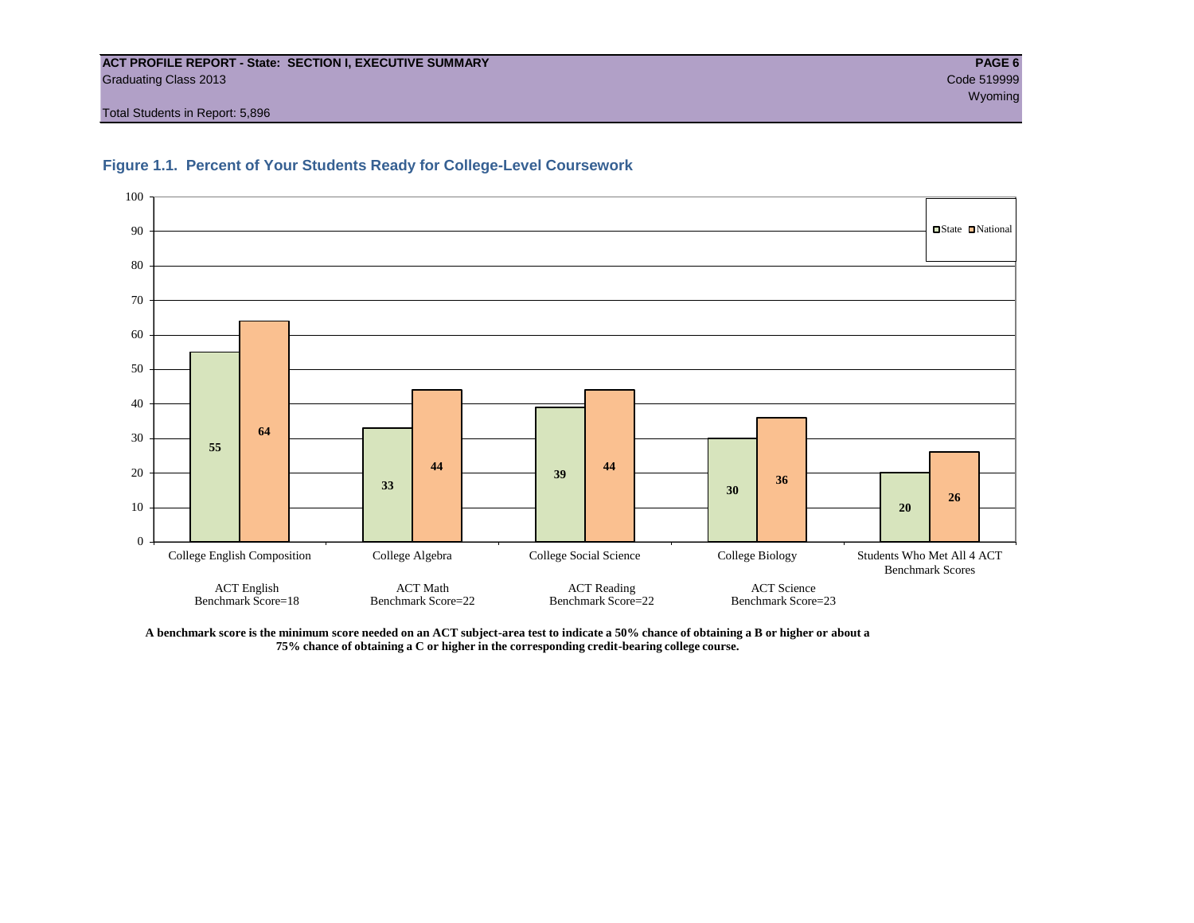**ACT PROFILE REPORT - State: SECTION I, EXECUTIVE SUMMARY**

Graduating Class 2013

Code 519999

Wyoming

Total Students in Report: 5,896

## Figure 1.1. Percent of Your Students Ready for College-Level Coursework

| | State | National |
|---|---|---|
| College English Composition (ACT English Benchmark Score=18) | 55 | 64 |
| College Algebra (ACT Math Benchmark Score=22) | 33 | 44 |
| College Social Science (ACT Reading Benchmark Score=22) | 39 | 44 |
| College Biology (ACT Science Benchmark Score=23) | 30 | 36 |
| Students Who Met All 4 ACT Benchmark Scores | 20 | 26 |

**A benchmark score is the minimum score needed on an ACT subject-area test to indicate a 50% chance of obtaining a B or higher or about a 75% chance of obtaining a C or higher in the corresponding credit-bearing college course.**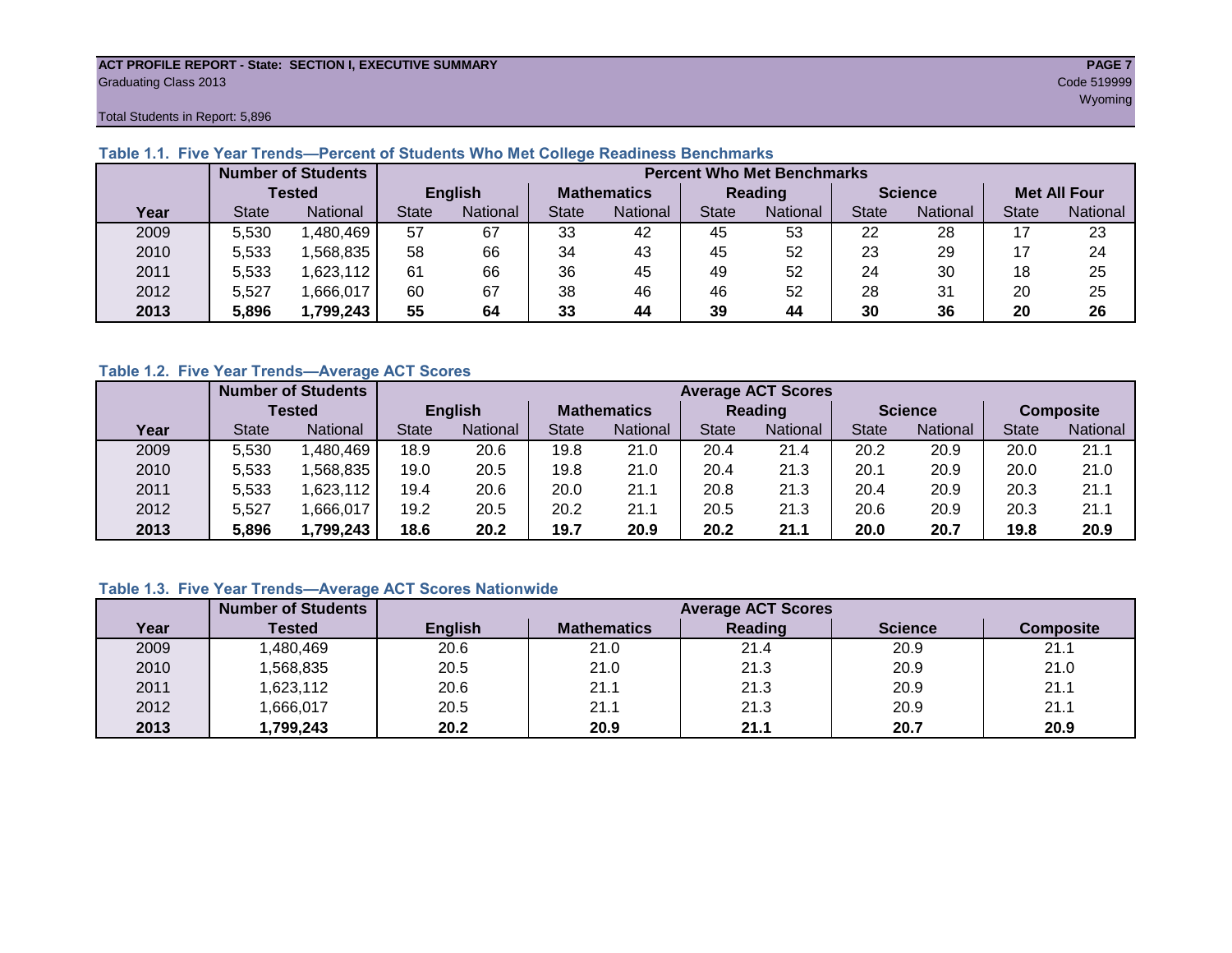**ACT PROFILE REPORT - State: SECTION I, EXECUTIVE SUMMARY**
Graduating Class 2013
Code 519999
Wyoming
Total Students in Report: 5,896

**Table 1.1. Five Year Trends—Percent of Students Who Met College Readiness Benchmarks**

| | Number of Students Tested | | Percent Who Met Benchmarks | | | | | | | | | |
|---|---|---|---|---|---|---|---|---|---|---|---|---|
| | | | English | | Mathematics | | Reading | | Science | | Met All Four | |
| Year | State | National | State | National | State | National | State | National | State | National | State | National |
| 2009 | 5,530 | 1,480,469 | 57 | 67 | 33 | 42 | 45 | 53 | 22 | 28 | 17 | 23 |
| 2010 | 5,533 | 1,568,835 | 58 | 66 | 34 | 43 | 45 | 52 | 23 | 29 | 17 | 24 |
| 2011 | 5,533 | 1,623,112 | 61 | 66 | 36 | 45 | 49 | 52 | 24 | 30 | 18 | 25 |
| 2012 | 5,527 | 1,666,017 | 60 | 67 | 38 | 46 | 46 | 52 | 28 | 31 | 20 | 25 |
| **2013** | **5,896** | **1,799,243** | **55** | **64** | **33** | **44** | **39** | **44** | **30** | **36** | **20** | **26** |

**Table 1.2. Five Year Trends—Average ACT Scores**

| | Number of Students Tested | | Average ACT Scores | | | | | | | | | |
|---|---|---|---|---|---|---|---|---|---|---|---|---|
| | | | English | | Mathematics | | Reading | | Science | | Composite | |
| Year | State | National | State | National | State | National | State | National | State | National | State | National |
| 2009 | 5,530 | 1,480,469 | 18.9 | 20.6 | 19.8 | 21.0 | 20.4 | 21.4 | 20.2 | 20.9 | 20.0 | 21.1 |
| 2010 | 5,533 | 1,568,835 | 19.0 | 20.5 | 19.8 | 21.0 | 20.4 | 21.3 | 20.1 | 20.9 | 20.0 | 21.0 |
| 2011 | 5,533 | 1,623,112 | 19.4 | 20.6 | 20.0 | 21.1 | 20.8 | 21.3 | 20.4 | 20.9 | 20.3 | 21.1 |
| 2012 | 5,527 | 1,666,017 | 19.2 | 20.5 | 20.2 | 21.1 | 20.5 | 21.3 | 20.6 | 20.9 | 20.3 | 21.1 |
| **2013** | **5,896** | **1,799,243** | **18.6** | **20.2** | **19.7** | **20.9** | **20.2** | **21.1** | **20.0** | **20.7** | **19.8** | **20.9** |

**Table 1.3. Five Year Trends—Average ACT Scores Nationwide**

| | Number of Students | Average ACT Scores | | | | |
|---|---|---|---|---|---|---|
| Year | Tested | English | Mathematics | Reading | Science | Composite |
| 2009 | 1,480,469 | 20.6 | 21.0 | 21.4 | 20.9 | 21.1 |
| 2010 | 1,568,835 | 20.5 | 21.0 | 21.3 | 20.9 | 21.0 |
| 2011 | 1,623,112 | 20.6 | 21.1 | 21.3 | 20.9 | 21.1 |
| 2012 | 1,666,017 | 20.5 | 21.1 | 21.3 | 20.9 | 21.1 |
| **2013** | **1,799,243** | **20.2** | **20.9** | **21.1** | **20.7** | **20.9** |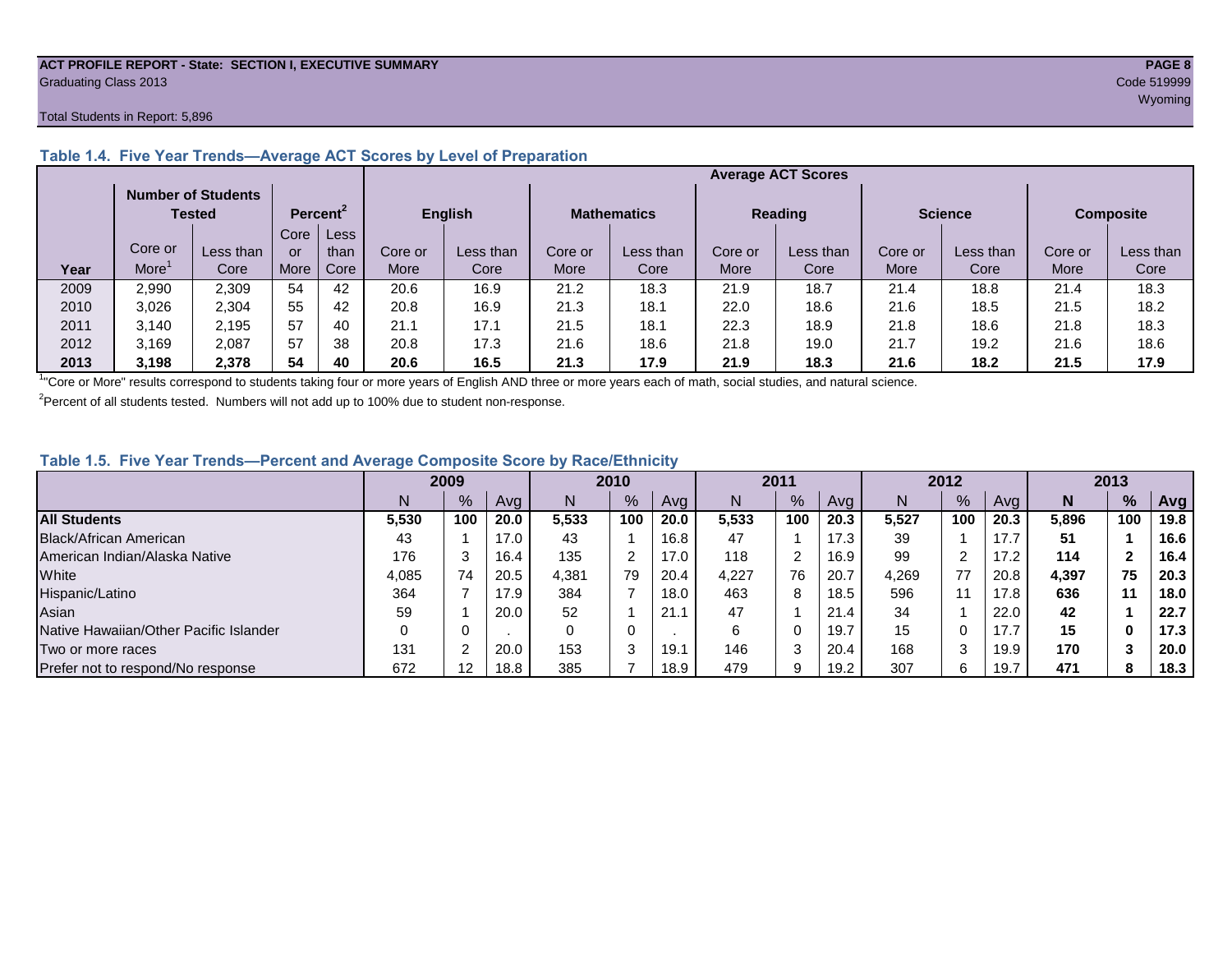ACT PROFILE REPORT - State: SECTION I, EXECUTIVE SUMMARY

Graduating Class 2013

Code 519999

Wyoming

Total Students in Report: 5,896

### Table 1.4. Five Year Trends—Average ACT Scores by Level of Preparation

| Year | Number of Students Tested | | Percent[2] | | Average ACT Scores | | | | | | | | | |
|---|---|---|---|---|---|---|---|---|---|---|---|---|---|---|
| | | | | | English | | Mathematics | | Reading | | Science | | Composite | |
| | Core or More[1] | Less than Core | Core or More | Less than Core | Core or More | Less than Core | Core or More | Less than Core | Core or More | Less than Core | Core or More | Less than Core | Core or More | Less than Core |
| 2009 | 2,990 | 2,309 | 54 | 42 | 20.6 | 16.9 | 21.2 | 18.3 | 21.9 | 18.7 | 21.4 | 18.8 | 21.4 | 18.3 |
| 2010 | 3,026 | 2,304 | 55 | 42 | 20.8 | 16.9 | 21.3 | 18.1 | 22.0 | 18.6 | 21.6 | 18.5 | 21.5 | 18.2 |
| 2011 | 3,140 | 2,195 | 57 | 40 | 21.1 | 17.1 | 21.5 | 18.1 | 22.3 | 18.9 | 21.8 | 18.6 | 21.8 | 18.3 |
| 2012 | 3,169 | 2,087 | 57 | 38 | 20.8 | 17.3 | 21.6 | 18.6 | 21.8 | 19.0 | 21.7 | 19.2 | 21.6 | 18.6 |
| **2013** | **3,198** | **2,378** | **54** | **40** | **20.6** | **16.5** | **21.3** | **17.9** | **21.9** | **18.3** | **21.6** | **18.2** | **21.5** | **17.9** |

[1]"Core or More" results correspond to students taking four or more years of English AND three or more years each of math, social studies, and natural science.

[2]Percent of all students tested. Numbers will not add up to 100% due to student non-response.

### Table 1.5. Five Year Trends—Percent and Average Composite Score by Race/Ethnicity

| | 2009 | | | 2010 | | | 2011 | | | 2012 | | | 2013 | | |
|---|---|---|---|---|---|---|---|---|---|---|---|---|---|---|---|
| | N | % | Avg | N | % | Avg | N | % | Avg | N | % | Avg | **N** | **%** | **Avg** |
| **All Students** | **5,530** | **100** | **20.0** | **5,533** | **100** | **20.0** | **5,533** | **100** | **20.3** | **5,527** | **100** | **20.3** | **5,896** | **100** | **19.8** |
| Black/African American | 43 | 1 | 17.0 | 43 | 1 | 16.8 | 47 | 1 | 17.3 | 39 | 1 | 17.7 | **51** | **1** | **16.6** |
| American Indian/Alaska Native | 176 | 3 | 16.4 | 135 | 2 | 17.0 | 118 | 2 | 16.9 | 99 | 2 | 17.2 | **114** | **2** | **16.4** |
| White | 4,085 | 74 | 20.5 | 4,381 | 79 | 20.4 | 4,227 | 76 | 20.7 | 4,269 | 77 | 20.8 | **4,397** | **75** | **20.3** |
| Hispanic/Latino | 364 | 7 | 17.9 | 384 | 7 | 18.0 | 463 | 8 | 18.5 | 596 | 11 | 17.8 | **636** | **11** | **18.0** |
| Asian | 59 | 1 | 20.0 | 52 | 1 | 21.1 | 47 | 1 | 21.4 | 34 | 1 | 22.0 | **42** | **1** | **22.7** |
| Native Hawaiian/Other Pacific Islander | 0 | 0 | . | 0 | 0 | . | 6 | 0 | 19.7 | 15 | 0 | 17.7 | **15** | **0** | **17.3** |
| Two or more races | 131 | 2 | 20.0 | 153 | 3 | 19.1 | 146 | 3 | 20.4 | 168 | 3 | 19.9 | **170** | **3** | **20.0** |
| Prefer not to respond/No response | 672 | 12 | 18.8 | 385 | 7 | 18.9 | 479 | 9 | 19.2 | 307 | 6 | 19.7 | **471** | **8** | **18.3** |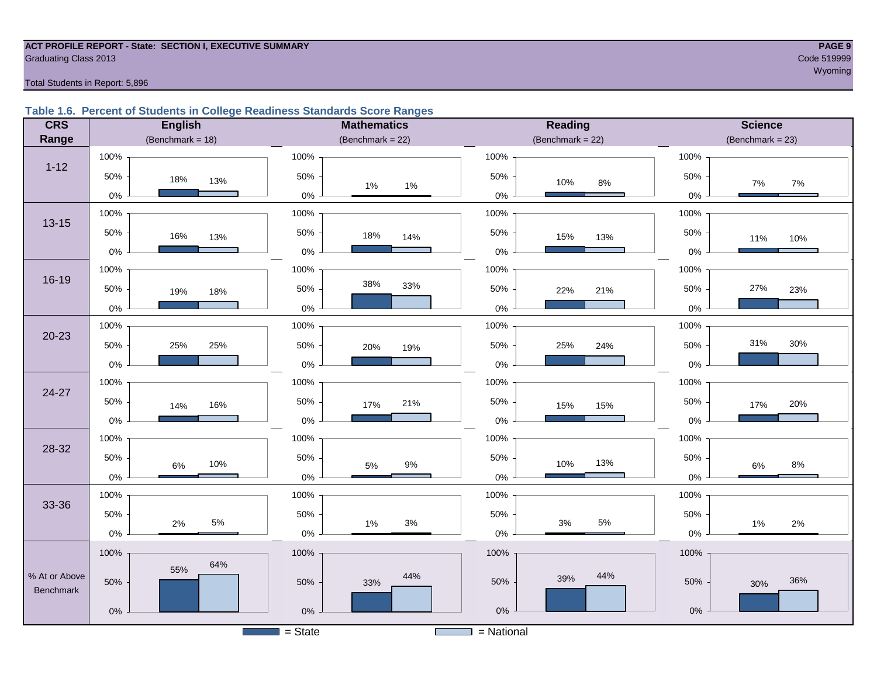**ACT PROFILE REPORT - State: SECTION I, EXECUTIVE SUMMARY**
Graduating Class 2013

Code 519999
Wyoming

Total Students in Report: 5,896

## Table 1.6. Percent of Students in College Readiness Standards Score Ranges

| CRS Range | English (Benchmark = 18) State | English National | Mathematics (Benchmark = 22) State | Mathematics National | Reading (Benchmark = 22) State | Reading National | Science (Benchmark = 23) State | Science National |
|---|---|---|---|---|---|---|---|---|
| 1-12 | 18% | 13% | 1% | 1% | 10% | 8% | 7% | 7% |
| 13-15 | 16% | 13% | 18% | 14% | 15% | 13% | 11% | 10% |
| 16-19 | 19% | 18% | 38% | 33% | 22% | 21% | 27% | 23% |
| 20-23 | 25% | 25% | 20% | 19% | 25% | 24% | 31% | 30% |
| 24-27 | 14% | 16% | 17% | 21% | 15% | 15% | 17% | 20% |
| 28-32 | 6% | 10% | 5% | 9% | 10% | 13% | 6% | 8% |
| 33-36 | 2% | 5% | 1% | 3% | 3% | 5% | 1% | 2% |
| % At or Above Benchmark | 55% | 64% | 33% | 44% | 39% | 44% | 30% | 36% |

■ = State □ = National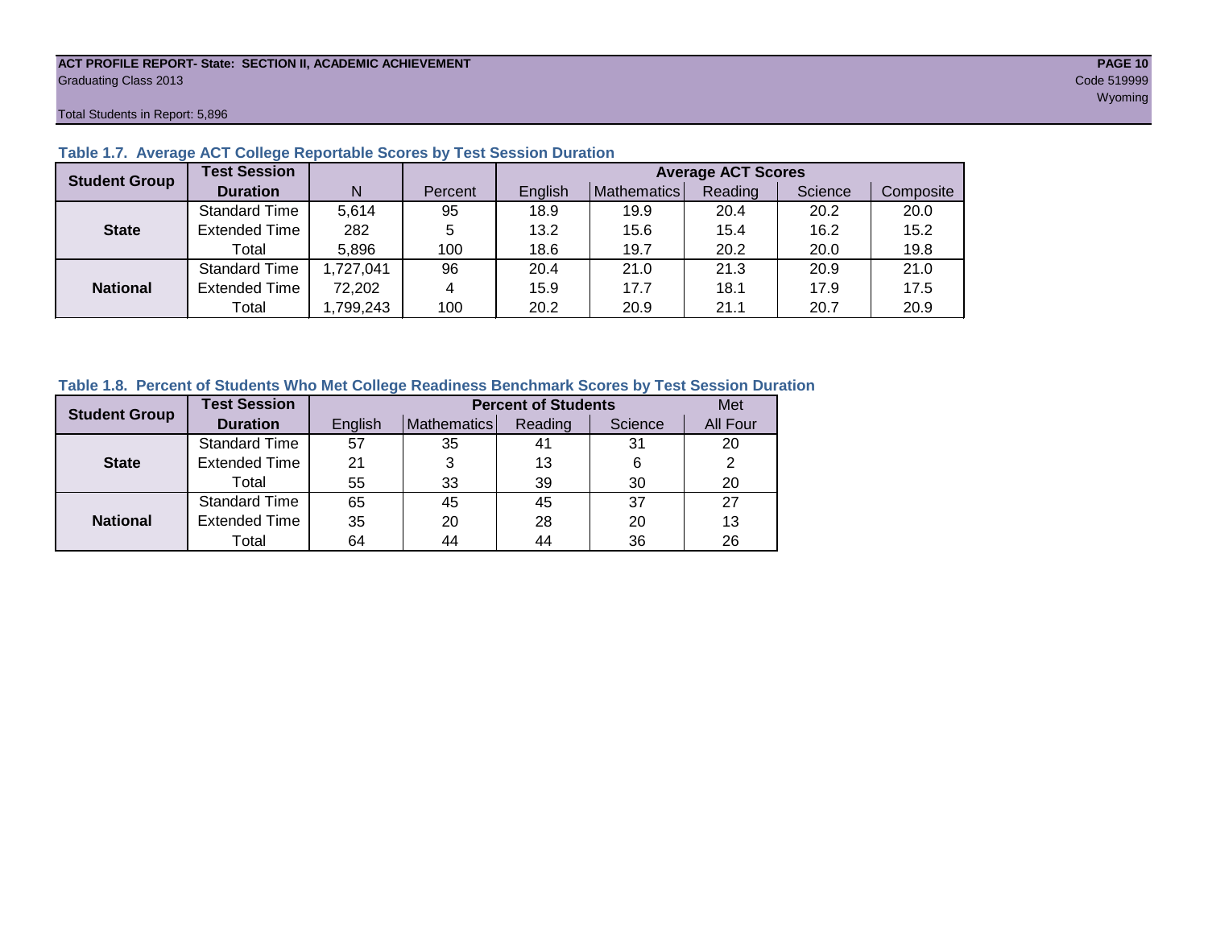**ACT PROFILE REPORT- State: SECTION II, ACADEMIC ACHIEVEMENT**
Graduating Class 2013
Code 519999
Wyoming

Total Students in Report: 5,896

### Table 1.7. Average ACT College Reportable Scores by Test Session Duration

| Student Group | Test Session Duration | N | Percent | Average ACT Scores | | | | |
|---|---|---|---|---|---|---|---|---|
| | | | | English | Mathematics | Reading | Science | Composite |
| State | Standard Time | 5,614 | 95 | 18.9 | 19.9 | 20.4 | 20.2 | 20.0 |
| | Extended Time | 282 | 5 | 13.2 | 15.6 | 15.4 | 16.2 | 15.2 |
| | Total | 5,896 | 100 | 18.6 | 19.7 | 20.2 | 20.0 | 19.8 |
| National | Standard Time | 1,727,041 | 96 | 20.4 | 21.0 | 21.3 | 20.9 | 21.0 |
| | Extended Time | 72,202 | 4 | 15.9 | 17.7 | 18.1 | 17.9 | 17.5 |
| | Total | 1,799,243 | 100 | 20.2 | 20.9 | 21.1 | 20.7 | 20.9 |

### Table 1.8. Percent of Students Who Met College Readiness Benchmark Scores by Test Session Duration

| Student Group | Test Session Duration | Percent of Students | | | | Met |
|---|---|---|---|---|---|---|
| | | English | Mathematics | Reading | Science | All Four |
| State | Standard Time | 57 | 35 | 41 | 31 | 20 |
| | Extended Time | 21 | 3 | 13 | 6 | 2 |
| | Total | 55 | 33 | 39 | 30 | 20 |
| National | Standard Time | 65 | 45 | 45 | 37 | 27 |
| | Extended Time | 35 | 20 | 28 | 20 | 13 |
| | Total | 64 | 44 | 44 | 36 | 26 |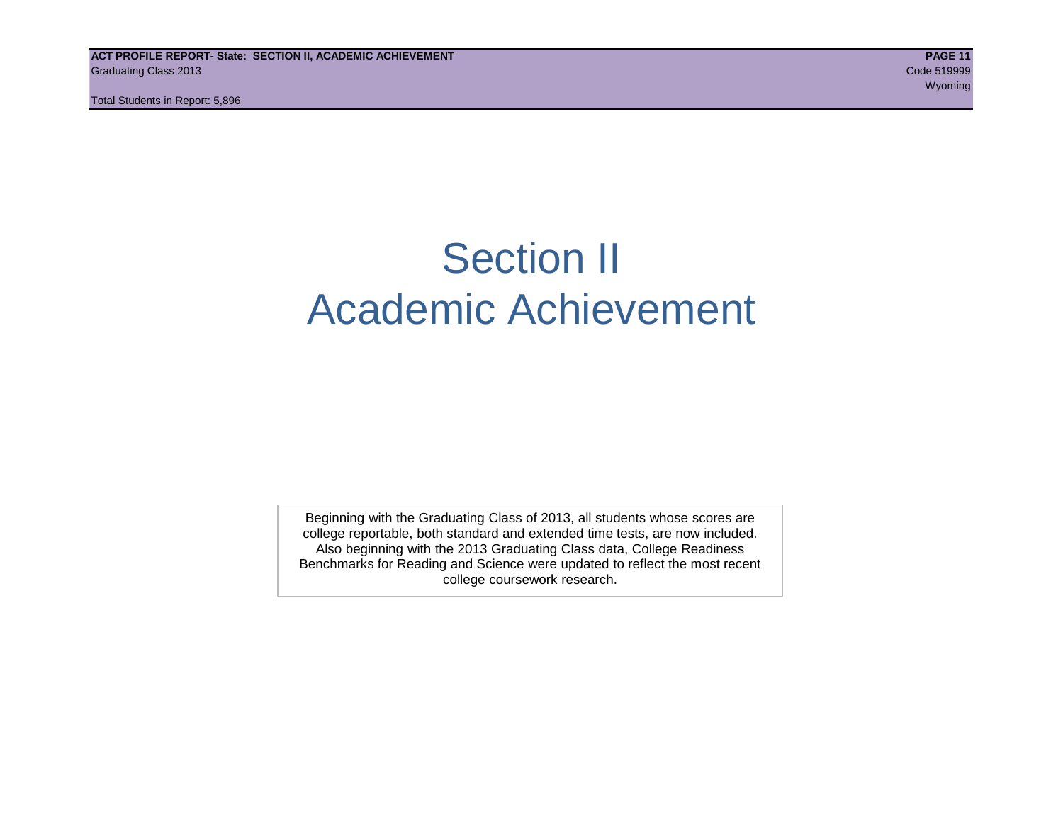# Section II
# Academic Achievement

Beginning with the Graduating Class of 2013, all students whose scores are college reportable, both standard and extended time tests, are now included. Also beginning with the 2013 Graduating Class data, College Readiness Benchmarks for Reading and Science were updated to reflect the most recent college coursework research.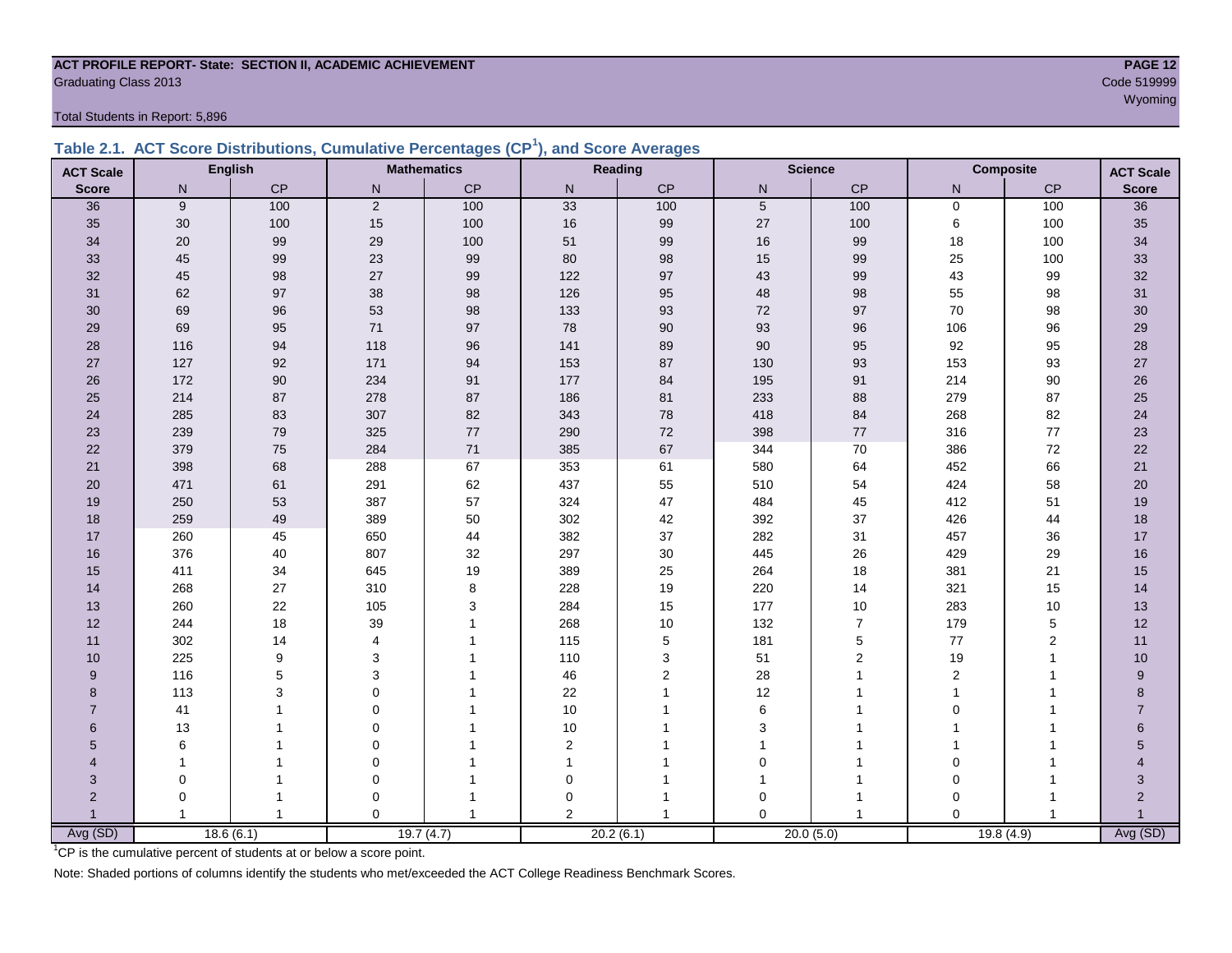**ACT PROFILE REPORT- State: SECTION II, ACADEMIC ACHIEVEMENT**

Graduating Class 2013

Code 519999

Wyoming

Total Students in Report: 5,896

## Table 2.1. ACT Score Distributions, Cumulative Percentages (CP[1]), and Score Averages

| ACT Scale | English | | Mathematics | | Reading | | Science | | Composite | | ACT Scale |
|---|---|---|---|---|---|---|---|---|---|---|---|
| Score | N | CP | N | CP | N | CP | N | CP | N | CP | Score |
| 36 | 9 | 100 | 2 | 100 | 33 | 100 | 5 | 100 | 0 | 100 | 36 |
| 35 | 30 | 100 | 15 | 100 | 16 | 99 | 27 | 100 | 6 | 100 | 35 |
| 34 | 20 | 99 | 29 | 100 | 51 | 99 | 16 | 99 | 18 | 100 | 34 |
| 33 | 45 | 99 | 23 | 99 | 80 | 98 | 15 | 99 | 25 | 100 | 33 |
| 32 | 45 | 98 | 27 | 99 | 122 | 97 | 43 | 99 | 43 | 99 | 32 |
| 31 | 62 | 97 | 38 | 98 | 126 | 95 | 48 | 98 | 55 | 98 | 31 |
| 30 | 69 | 96 | 53 | 98 | 133 | 93 | 72 | 97 | 70 | 98 | 30 |
| 29 | 69 | 95 | 71 | 97 | 78 | 90 | 93 | 96 | 106 | 96 | 29 |
| 28 | 116 | 94 | 118 | 96 | 141 | 89 | 90 | 95 | 92 | 95 | 28 |
| 27 | 127 | 92 | 171 | 94 | 153 | 87 | 130 | 93 | 153 | 93 | 27 |
| 26 | 172 | 90 | 234 | 91 | 177 | 84 | 195 | 91 | 214 | 90 | 26 |
| 25 | 214 | 87 | 278 | 87 | 186 | 81 | 233 | 88 | 279 | 87 | 25 |
| 24 | 285 | 83 | 307 | 82 | 343 | 78 | 418 | 84 | 268 | 82 | 24 |
| 23 | 239 | 79 | 325 | 77 | 290 | 72 | 398 | 77 | 316 | 77 | 23 |
| 22 | 379 | 75 | 284 | 71 | 385 | 67 | 344 | 70 | 386 | 72 | 22 |
| 21 | 398 | 68 | 288 | 67 | 353 | 61 | 580 | 64 | 452 | 66 | 21 |
| 20 | 471 | 61 | 291 | 62 | 437 | 55 | 510 | 54 | 424 | 58 | 20 |
| 19 | 250 | 53 | 387 | 57 | 324 | 47 | 484 | 45 | 412 | 51 | 19 |
| 18 | 259 | 49 | 389 | 50 | 302 | 42 | 392 | 37 | 426 | 44 | 18 |
| 17 | 260 | 45 | 650 | 44 | 382 | 37 | 282 | 31 | 457 | 36 | 17 |
| 16 | 376 | 40 | 807 | 32 | 297 | 30 | 445 | 26 | 429 | 29 | 16 |
| 15 | 411 | 34 | 645 | 19 | 389 | 25 | 264 | 18 | 381 | 21 | 15 |
| 14 | 268 | 27 | 310 | 8 | 228 | 19 | 220 | 14 | 321 | 15 | 14 |
| 13 | 260 | 22 | 105 | 3 | 284 | 15 | 177 | 10 | 283 | 10 | 13 |
| 12 | 244 | 18 | 39 | 1 | 268 | 10 | 132 | 7 | 179 | 5 | 12 |
| 11 | 302 | 14 | 4 | 1 | 115 | 5 | 181 | 5 | 77 | 2 | 11 |
| 10 | 225 | 9 | 3 | 1 | 110 | 3 | 51 | 2 | 19 | 1 | 10 |
| 9 | 116 | 5 | 3 | 1 | 46 | 2 | 28 | 1 | 2 | 1 | 9 |
| 8 | 113 | 3 | 0 | 1 | 22 | 1 | 12 | 1 | 1 | 1 | 8 |
| 7 | 41 | 1 | 0 | 1 | 10 | 1 | 6 | 1 | 0 | 1 | 7 |
| 6 | 13 | 1 | 0 | 1 | 10 | 1 | 3 | 1 | 1 | 1 | 6 |
| 5 | 6 | 1 | 0 | 1 | 2 | 1 | 1 | 1 | 1 | 1 | 5 |
| 4 | 1 | 1 | 0 | 1 | 1 | 1 | 0 | 1 | 0 | 1 | 4 |
| 3 | 0 | 1 | 0 | 1 | 0 | 1 | 1 | 1 | 0 | 1 | 3 |
| 2 | 0 | 1 | 0 | 1 | 0 | 1 | 0 | 1 | 0 | 1 | 2 |
| 1 | 1 | 1 | 0 | 1 | 2 | 1 | 0 | 1 | 0 | 1 | 1 |
| Avg (SD) | 18.6 (6.1) | | 19.7 (4.7) | | 20.2 (6.1) | | 20.0 (5.0) | | 19.8 (4.9) | | Avg (SD) |

[1]CP is the cumulative percent of students at or below a score point.

Note: Shaded portions of columns identify the students who met/exceeded the ACT College Readiness Benchmark Scores.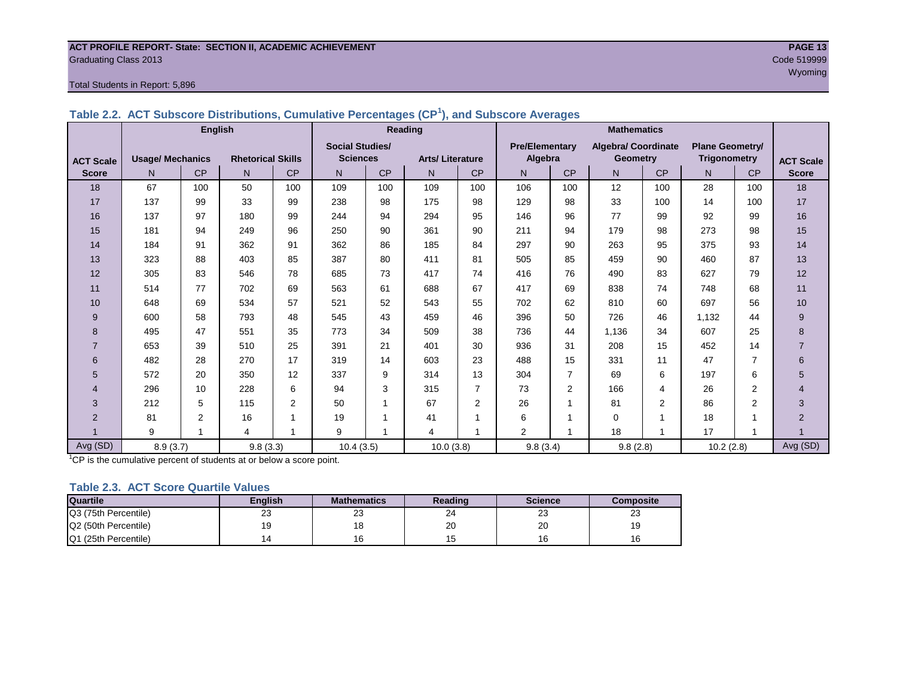ACT PROFILE REPORT- State: SECTION II, ACADEMIC ACHIEVEMENT
Graduating Class 2013
Code 519999
Wyoming

Total Students in Report: 5,896

## Table 2.2. ACT Subscore Distributions, Cumulative Percentages (CP[1]), and Subscore Averages

| | English | | | | Reading | | | | Mathematics | | | | | | |
|---|---|---|---|---|---|---|---|---|---|---|---|---|---|---|---|
| ACT Scale | Usage/ Mechanics | | Rhetorical Skills | | Social Studies/ Sciences | | Arts/ Literature | | Pre/Elementary Algebra | | Algebra/ Coordinate Geometry | | Plane Geometry/ Trigonometry | | ACT Scale |
| Score | N | CP | N | CP | N | CP | N | CP | N | CP | N | CP | N | CP | Score |
| 18 | 67 | 100 | 50 | 100 | 109 | 100 | 109 | 100 | 106 | 100 | 12 | 100 | 28 | 100 | 18 |
| 17 | 137 | 99 | 33 | 99 | 238 | 98 | 175 | 98 | 129 | 98 | 33 | 100 | 14 | 100 | 17 |
| 16 | 137 | 97 | 180 | 99 | 244 | 94 | 294 | 95 | 146 | 96 | 77 | 99 | 92 | 99 | 16 |
| 15 | 181 | 94 | 249 | 96 | 250 | 90 | 361 | 90 | 211 | 94 | 179 | 98 | 273 | 98 | 15 |
| 14 | 184 | 91 | 362 | 91 | 362 | 86 | 185 | 84 | 297 | 90 | 263 | 95 | 375 | 93 | 14 |
| 13 | 323 | 88 | 403 | 85 | 387 | 80 | 411 | 81 | 505 | 85 | 459 | 90 | 460 | 87 | 13 |
| 12 | 305 | 83 | 546 | 78 | 685 | 73 | 417 | 74 | 416 | 76 | 490 | 83 | 627 | 79 | 12 |
| 11 | 514 | 77 | 702 | 69 | 563 | 61 | 688 | 67 | 417 | 69 | 838 | 74 | 748 | 68 | 11 |
| 10 | 648 | 69 | 534 | 57 | 521 | 52 | 543 | 55 | 702 | 62 | 810 | 60 | 697 | 56 | 10 |
| 9 | 600 | 58 | 793 | 48 | 545 | 43 | 459 | 46 | 396 | 50 | 726 | 46 | 1,132 | 44 | 9 |
| 8 | 495 | 47 | 551 | 35 | 773 | 34 | 509 | 38 | 736 | 44 | 1,136 | 34 | 607 | 25 | 8 |
| 7 | 653 | 39 | 510 | 25 | 391 | 21 | 401 | 30 | 936 | 31 | 208 | 15 | 452 | 14 | 7 |
| 6 | 482 | 28 | 270 | 17 | 319 | 14 | 603 | 23 | 488 | 15 | 331 | 11 | 47 | 7 | 6 |
| 5 | 572 | 20 | 350 | 12 | 337 | 9 | 314 | 13 | 304 | 7 | 69 | 6 | 197 | 6 | 5 |
| 4 | 296 | 10 | 228 | 6 | 94 | 3 | 315 | 7 | 73 | 2 | 166 | 4 | 26 | 2 | 4 |
| 3 | 212 | 5 | 115 | 2 | 50 | 1 | 67 | 2 | 26 | 1 | 81 | 2 | 86 | 2 | 3 |
| 2 | 81 | 2 | 16 | 1 | 19 | 1 | 41 | 1 | 6 | 1 | 0 | 1 | 18 | 1 | 2 |
| 1 | 9 | 1 | 4 | 1 | 9 | 1 | 4 | 1 | 2 | 1 | 18 | 1 | 17 | 1 | 1 |
| Avg (SD) | 8.9 (3.7) | | 9.8 (3.3) | | 10.4 (3.5) | | 10.0 (3.8) | | 9.8 (3.4) | | 9.8 (2.8) | | 10.2 (2.8) | | Avg (SD) |

[1]CP is the cumulative percent of students at or below a score point.

## Table 2.3. ACT Score Quartile Values

| Quartile | English | Mathematics | Reading | Science | Composite |
|---|---|---|---|---|---|
| Q3 (75th Percentile) | 23 | 23 | 24 | 23 | 23 |
| Q2 (50th Percentile) | 19 | 18 | 20 | 20 | 19 |
| Q1 (25th Percentile) | 14 | 16 | 15 | 16 | 16 |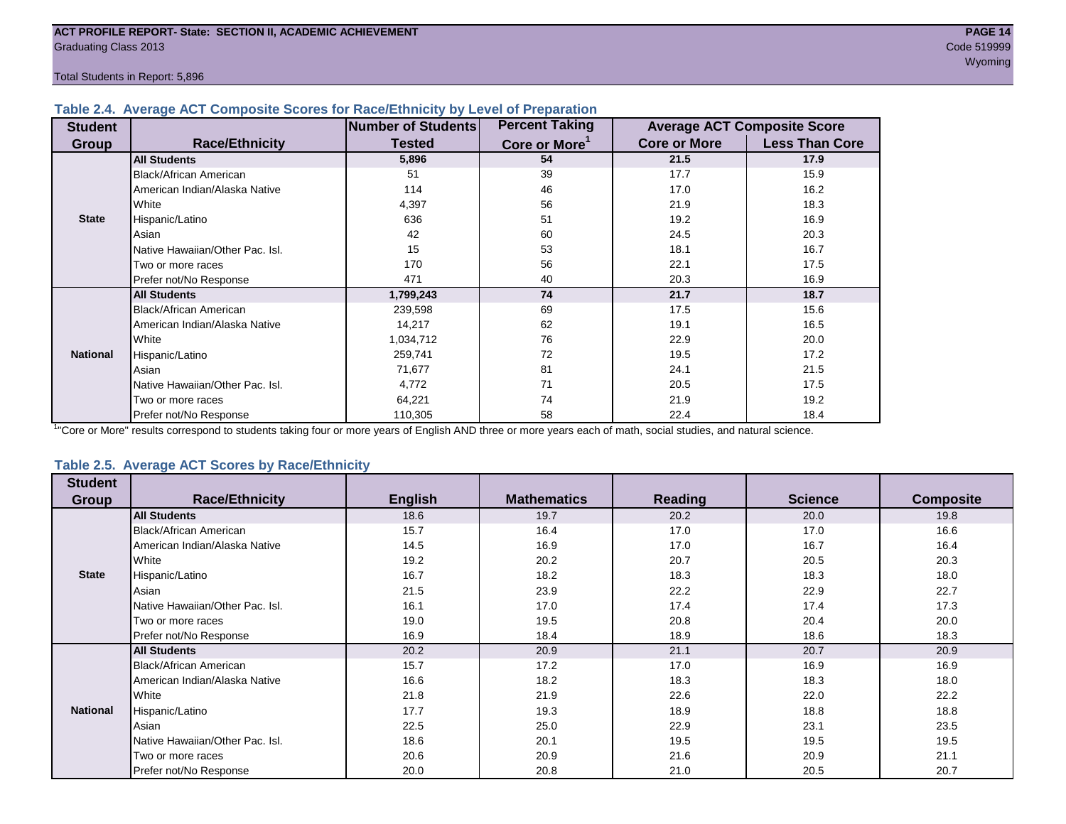### Table 2.4. Average ACT Composite Scores for Race/Ethnicity by Level of Preparation

| Student Group | Race/Ethnicity | Number of Students Tested | Percent Taking Core or More[1] | Average ACT Composite Score | |
|---|---|---|---|---|---|
| | | | | Core or More | Less Than Core |
| State | **All Students** | **5,896** | **54** | **21.5** | **17.9** |
| | Black/African American | 51 | 39 | 17.7 | 15.9 |
| | American Indian/Alaska Native | 114 | 46 | 17.0 | 16.2 |
| | White | 4,397 | 56 | 21.9 | 18.3 |
| | Hispanic/Latino | 636 | 51 | 19.2 | 16.9 |
| | Asian | 42 | 60 | 24.5 | 20.3 |
| | Native Hawaiian/Other Pac. Isl. | 15 | 53 | 18.1 | 16.7 |
| | Two or more races | 170 | 56 | 22.1 | 17.5 |
| | Prefer not/No Response | 471 | 40 | 20.3 | 16.9 |
| National | **All Students** | **1,799,243** | **74** | **21.7** | **18.7** |
| | Black/African American | 239,598 | 69 | 17.5 | 15.6 |
| | American Indian/Alaska Native | 14,217 | 62 | 19.1 | 16.5 |
| | White | 1,034,712 | 76 | 22.9 | 20.0 |
| | Hispanic/Latino | 259,741 | 72 | 19.5 | 17.2 |
| | Asian | 71,677 | 81 | 24.1 | 21.5 |
| | Native Hawaiian/Other Pac. Isl. | 4,772 | 71 | 20.5 | 17.5 |
| | Two or more races | 64,221 | 74 | 21.9 | 19.2 |
| | Prefer not/No Response | 110,305 | 58 | 22.4 | 18.4 |

[1] "Core or More" results correspond to students taking four or more years of English AND three or more years each of math, social studies, and natural science.

### Table 2.5. Average ACT Scores by Race/Ethnicity

| Student Group | Race/Ethnicity | English | Mathematics | Reading | Science | Composite |
|---|---|---|---|---|---|---|
| State | **All Students** | 18.6 | 19.7 | 20.2 | 20.0 | 19.8 |
| | Black/African American | 15.7 | 16.4 | 17.0 | 17.0 | 16.6 |
| | American Indian/Alaska Native | 14.5 | 16.9 | 17.0 | 16.7 | 16.4 |
| | White | 19.2 | 20.2 | 20.7 | 20.5 | 20.3 |
| | Hispanic/Latino | 16.7 | 18.2 | 18.3 | 18.3 | 18.0 |
| | Asian | 21.5 | 23.9 | 22.2 | 22.9 | 22.7 |
| | Native Hawaiian/Other Pac. Isl. | 16.1 | 17.0 | 17.4 | 17.4 | 17.3 |
| | Two or more races | 19.0 | 19.5 | 20.8 | 20.4 | 20.0 |
| | Prefer not/No Response | 16.9 | 18.4 | 18.9 | 18.6 | 18.3 |
| National | **All Students** | 20.2 | 20.9 | 21.1 | 20.7 | 20.9 |
| | Black/African American | 15.7 | 17.2 | 17.0 | 16.9 | 16.9 |
| | American Indian/Alaska Native | 16.6 | 18.2 | 18.3 | 18.3 | 18.0 |
| | White | 21.8 | 21.9 | 22.6 | 22.0 | 22.2 |
| | Hispanic/Latino | 17.7 | 19.3 | 18.9 | 18.8 | 18.8 |
| | Asian | 22.5 | 25.0 | 22.9 | 23.1 | 23.5 |
| | Native Hawaiian/Other Pac. Isl. | 18.6 | 20.1 | 19.5 | 19.5 | 19.5 |
| | Two or more races | 20.6 | 20.9 | 21.6 | 20.9 | 21.1 |
| | Prefer not/No Response | 20.0 | 20.8 | 21.0 | 20.5 | 20.7 |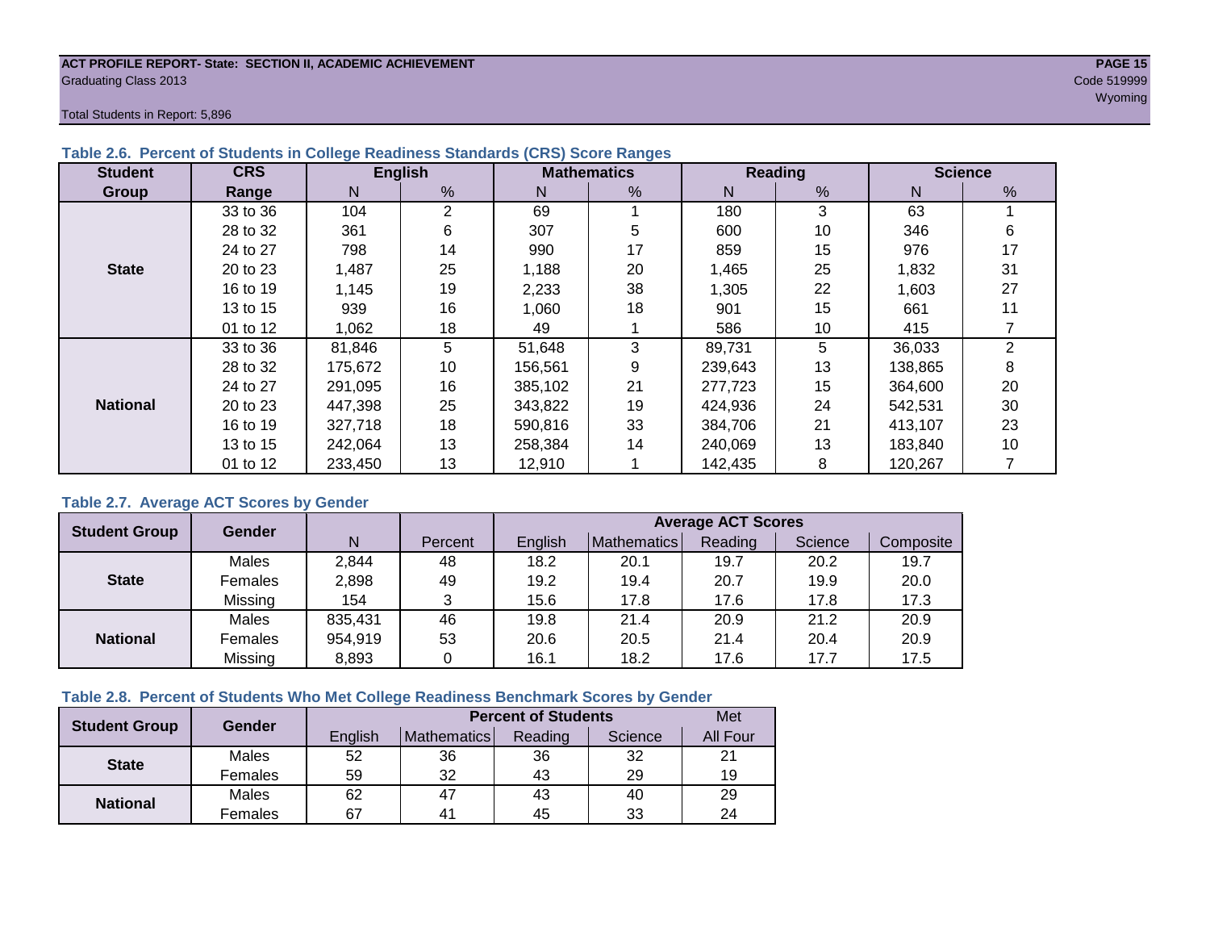**ACT PROFILE REPORT- State: SECTION II, ACADEMIC ACHIEVEMENT**
Graduating Class 2013

Code 519999
Wyoming

Total Students in Report: 5,896

### Table 2.6. Percent of Students in College Readiness Standards (CRS) Score Ranges

| Student Group | CRS Range | English | | Mathematics | | Reading | | Science | |
|---|---|---|---|---|---|---|---|---|---|
| | | N | % | N | % | N | % | N | % |
| State | 33 to 36 | 104 | 2 | 69 | 1 | 180 | 3 | 63 | 1 |
| | 28 to 32 | 361 | 6 | 307 | 5 | 600 | 10 | 346 | 6 |
| | 24 to 27 | 798 | 14 | 990 | 17 | 859 | 15 | 976 | 17 |
| | 20 to 23 | 1,487 | 25 | 1,188 | 20 | 1,465 | 25 | 1,832 | 31 |
| | 16 to 19 | 1,145 | 19 | 2,233 | 38 | 1,305 | 22 | 1,603 | 27 |
| | 13 to 15 | 939 | 16 | 1,060 | 18 | 901 | 15 | 661 | 11 |
| | 01 to 12 | 1,062 | 18 | 49 | 1 | 586 | 10 | 415 | 7 |
| National | 33 to 36 | 81,846 | 5 | 51,648 | 3 | 89,731 | 5 | 36,033 | 2 |
| | 28 to 32 | 175,672 | 10 | 156,561 | 9 | 239,643 | 13 | 138,865 | 8 |
| | 24 to 27 | 291,095 | 16 | 385,102 | 21 | 277,723 | 15 | 364,600 | 20 |
| | 20 to 23 | 447,398 | 25 | 343,822 | 19 | 424,936 | 24 | 542,531 | 30 |
| | 16 to 19 | 327,718 | 18 | 590,816 | 33 | 384,706 | 21 | 413,107 | 23 |
| | 13 to 15 | 242,064 | 13 | 258,384 | 14 | 240,069 | 13 | 183,840 | 10 |
| | 01 to 12 | 233,450 | 13 | 12,910 | 1 | 142,435 | 8 | 120,267 | 7 |

### Table 2.7. Average ACT Scores by Gender

| Student Group | Gender | N | Percent | Average ACT Scores | | | | |
|---|---|---|---|---|---|---|---|---|
| | | | | English | Mathematics | Reading | Science | Composite |
| State | Males | 2,844 | 48 | 18.2 | 20.1 | 19.7 | 20.2 | 19.7 |
| | Females | 2,898 | 49 | 19.2 | 19.4 | 20.7 | 19.9 | 20.0 |
| | Missing | 154 | 3 | 15.6 | 17.8 | 17.6 | 17.8 | 17.3 |
| National | Males | 835,431 | 46 | 19.8 | 21.4 | 20.9 | 21.2 | 20.9 |
| | Females | 954,919 | 53 | 20.6 | 20.5 | 21.4 | 20.4 | 20.9 |
| | Missing | 8,893 | 0 | 16.1 | 18.2 | 17.6 | 17.7 | 17.5 |

### Table 2.8. Percent of Students Who Met College Readiness Benchmark Scores by Gender

| Student Group | Gender | Percent of Students | | | | Met |
|---|---|---|---|---|---|---|
| | | English | Mathematics | Reading | Science | All Four |
| State | Males | 52 | 36 | 36 | 32 | 21 |
| | Females | 59 | 32 | 43 | 29 | 19 |
| National | Males | 62 | 47 | 43 | 40 | 29 |
| | Females | 67 | 41 | 45 | 33 | 24 |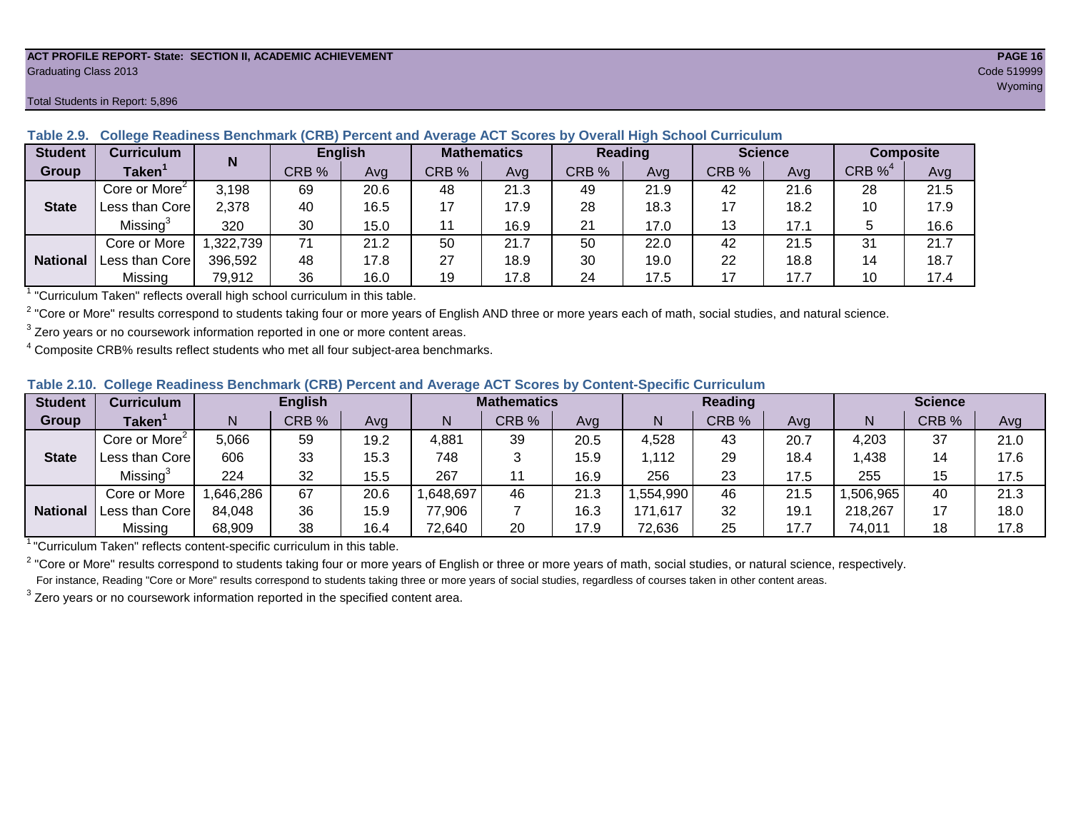ACT PROFILE REPORT- State: SECTION II, ACADEMIC ACHIEVEMENT

Graduating Class 2013

Total Students in Report: 5,896

Code 519999

Wyoming

**Table 2.9. College Readiness Benchmark (CRB) Percent and Average ACT Scores by Overall High School Curriculum**

| Student Group | Curriculum Taken[1] | N | English | | Mathematics | | Reading | | Science | | Composite | |
|---|---|---|---|---|---|---|---|---|---|---|---|---|
| | | | CRB % | Avg | CRB % | Avg | CRB % | Avg | CRB % | Avg | CRB %[4] | Avg |
| State | Core or More[2] | 3,198 | 69 | 20.6 | 48 | 21.3 | 49 | 21.9 | 42 | 21.6 | 28 | 21.5 |
| | Less than Core | 2,378 | 40 | 16.5 | 17 | 17.9 | 28 | 18.3 | 17 | 18.2 | 10 | 17.9 |
| | Missing[3] | 320 | 30 | 15.0 | 11 | 16.9 | 21 | 17.0 | 13 | 17.1 | 5 | 16.6 |
| National | Core or More | 1,322,739 | 71 | 21.2 | 50 | 21.7 | 50 | 22.0 | 42 | 21.5 | 31 | 21.7 |
| | Less than Core | 396,592 | 48 | 17.8 | 27 | 18.9 | 30 | 19.0 | 22 | 18.8 | 14 | 18.7 |
| | Missing | 79,912 | 36 | 16.0 | 19 | 17.8 | 24 | 17.5 | 17 | 17.7 | 10 | 17.4 |

[1] "Curriculum Taken" reflects overall high school curriculum in this table.

[2] "Core or More" results correspond to students taking four or more years of English AND three or more years each of math, social studies, and natural science.

[3] Zero years or no coursework information reported in one or more content areas.

[4] Composite CRB% results reflect students who met all four subject-area benchmarks.

**Table 2.10. College Readiness Benchmark (CRB) Percent and Average ACT Scores by Content-Specific Curriculum**

| Student Group | Curriculum Taken[1] | English | | | Mathematics | | | Reading | | | Science | | |
|---|---|---|---|---|---|---|---|---|---|---|---|---|---|
| | | N | CRB % | Avg | N | CRB % | Avg | N | CRB % | Avg | N | CRB % | Avg |
| State | Core or More[2] | 5,066 | 59 | 19.2 | 4,881 | 39 | 20.5 | 4,528 | 43 | 20.7 | 4,203 | 37 | 21.0 |
| | Less than Core | 606 | 33 | 15.3 | 748 | 3 | 15.9 | 1,112 | 29 | 18.4 | 1,438 | 14 | 17.6 |
| | Missing[3] | 224 | 32 | 15.5 | 267 | 11 | 16.9 | 256 | 23 | 17.5 | 255 | 15 | 17.5 |
| National | Core or More | 1,646,286 | 67 | 20.6 | 1,648,697 | 46 | 21.3 | 1,554,990 | 46 | 21.5 | 1,506,965 | 40 | 21.3 |
| | Less than Core | 84,048 | 36 | 15.9 | 77,906 | 7 | 16.3 | 171,617 | 32 | 19.1 | 218,267 | 17 | 18.0 |
| | Missing | 68,909 | 38 | 16.4 | 72,640 | 20 | 17.9 | 72,636 | 25 | 17.7 | 74,011 | 18 | 17.8 |

[1] "Curriculum Taken" reflects content-specific curriculum in this table.

[2] "Core or More" results correspond to students taking four or more years of English or three or more years of math, social studies, or natural science, respectively.
For instance, Reading "Core or More" results correspond to students taking three or more years of social studies, regardless of courses taken in other content areas.

[3] Zero years or no coursework information reported in the specified content area.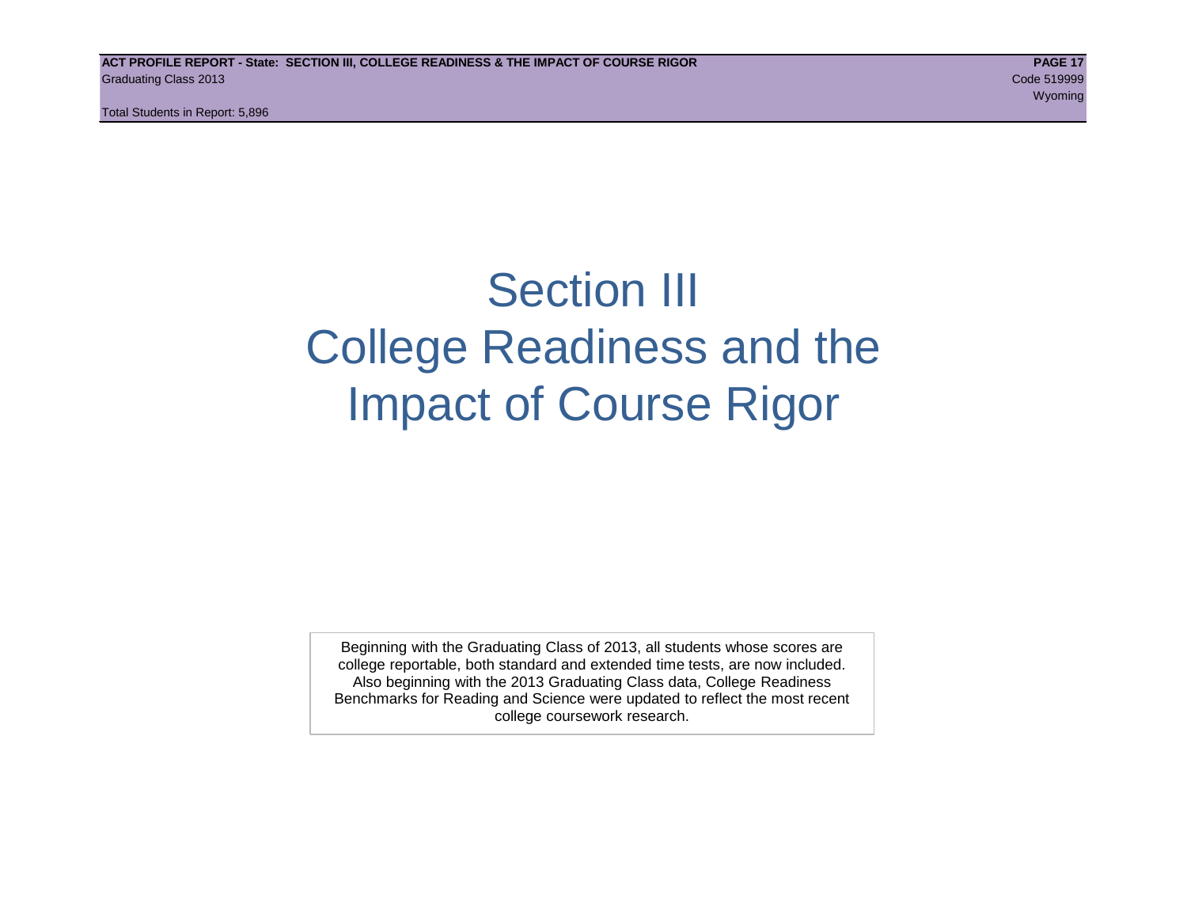# Section III
# College Readiness and the Impact of Course Rigor

Beginning with the Graduating Class of 2013, all students whose scores are college reportable, both standard and extended time tests, are now included. Also beginning with the 2013 Graduating Class data, College Readiness Benchmarks for Reading and Science were updated to reflect the most recent college coursework research.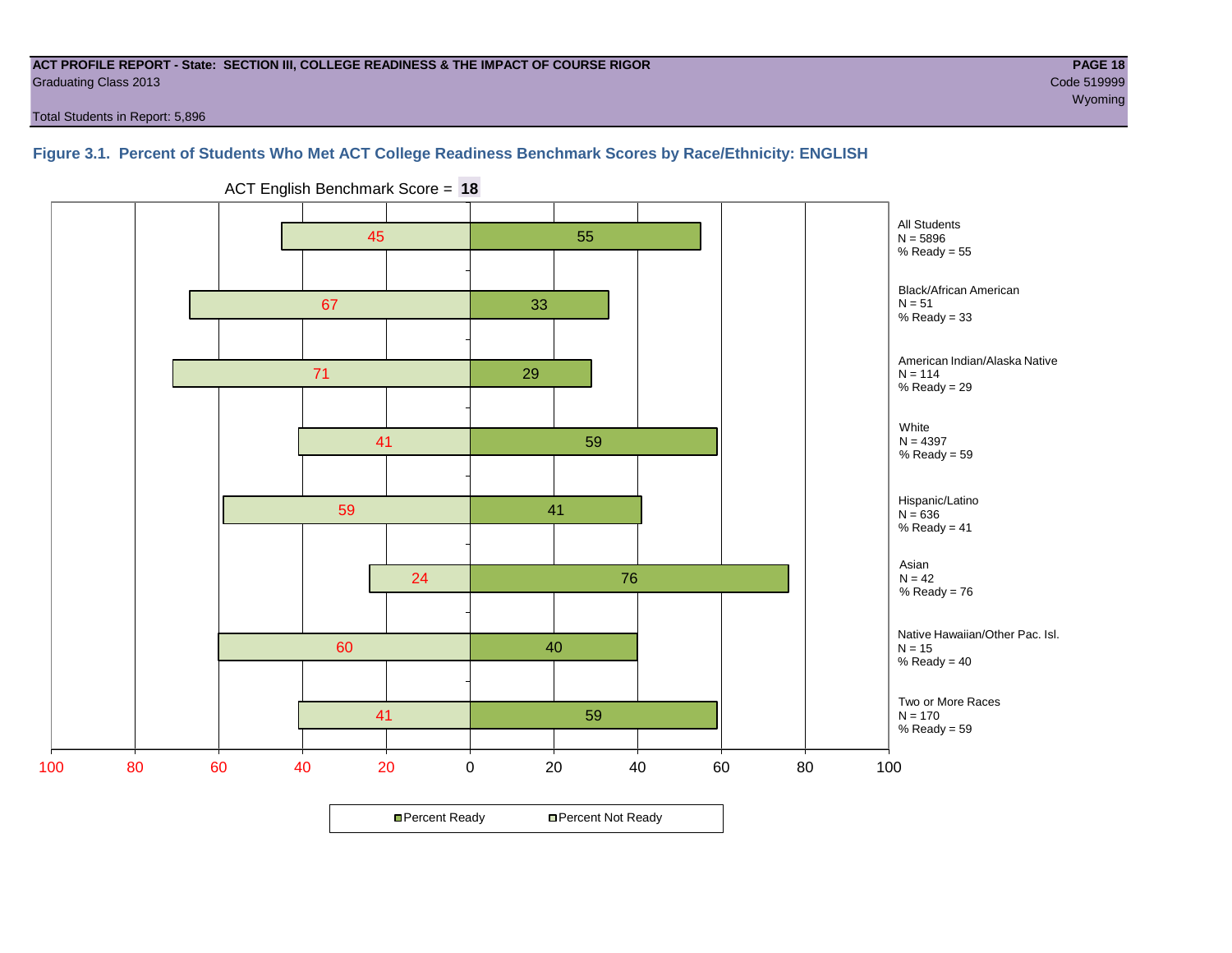ACT PROFILE REPORT - State: SECTION III, COLLEGE READINESS & THE IMPACT OF COURSE RIGOR
Graduating Class 2013

Code 519999
Wyoming

Total Students in Report: 5,896

### Figure 3.1. Percent of Students Who Met ACT College Readiness Benchmark Scores by Race/Ethnicity: ENGLISH

ACT English Benchmark Score = **18**

| Group | N | Percent Not Ready | Percent Ready |
|---|---|---|---|
| All Students | 5896 | 45 | 55 |
| Black/African American | 51 | 67 | 33 |
| American Indian/Alaska Native | 114 | 71 | 29 |
| White | 4397 | 41 | 59 |
| Hispanic/Latino | 636 | 59 | 41 |
| Asian | 42 | 24 | 76 |
| Native Hawaiian/Other Pac. Isl. | 15 | 60 | 40 |
| Two or More Races | 170 | 41 | 59 |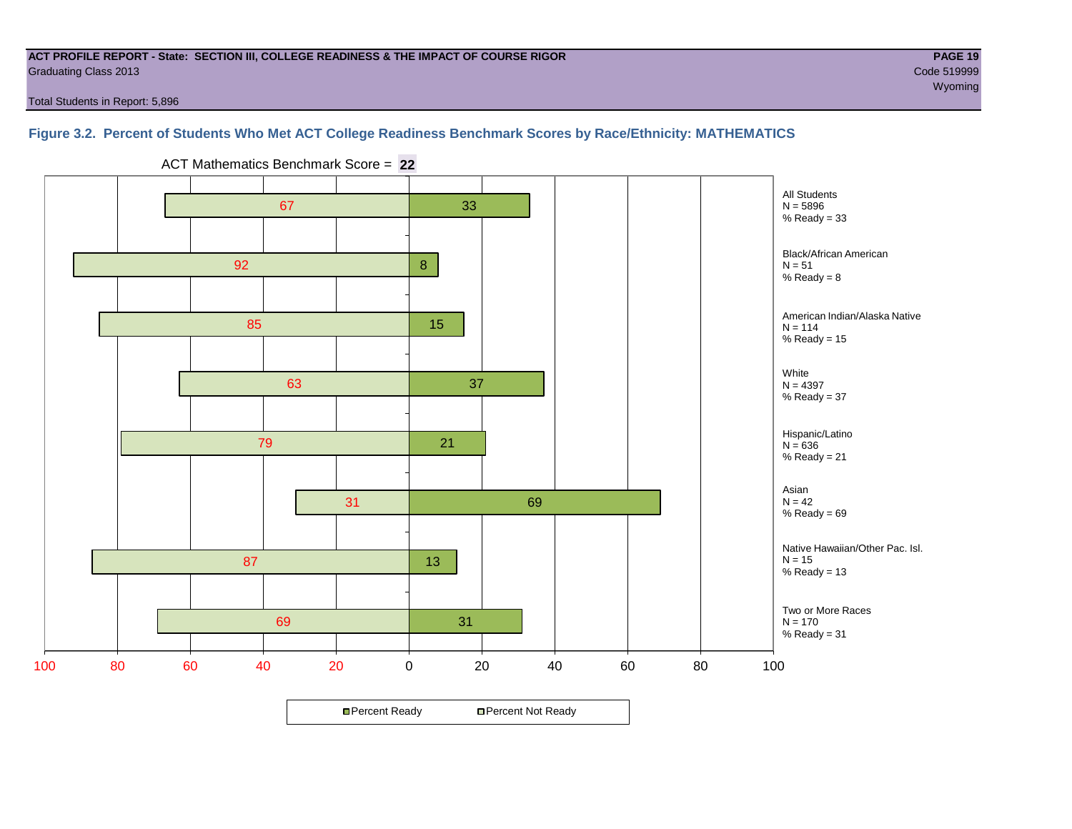**ACT PROFILE REPORT - State: SECTION III, COLLEGE READINESS & THE IMPACT OF COURSE RIGOR**
Graduating Class 2013
Code 519999
Wyoming

Total Students in Report: 5,896

### Figure 3.2. Percent of Students Who Met ACT College Readiness Benchmark Scores by Race/Ethnicity: MATHEMATICS

ACT Mathematics Benchmark Score = **22**

| Group | N | Percent Not Ready | Percent Ready |
|---|---|---|---|
| All Students | 5896 | 67 | 33 |
| Black/African American | 51 | 92 | 8 |
| American Indian/Alaska Native | 114 | 85 | 15 |
| White | 4397 | 63 | 37 |
| Hispanic/Latino | 636 | 79 | 21 |
| Asian | 42 | 31 | 69 |
| Native Hawaiian/Other Pac. Isl. | 15 | 87 | 13 |
| Two or More Races | 170 | 69 | 31 |

Percent Ready / Percent Not Ready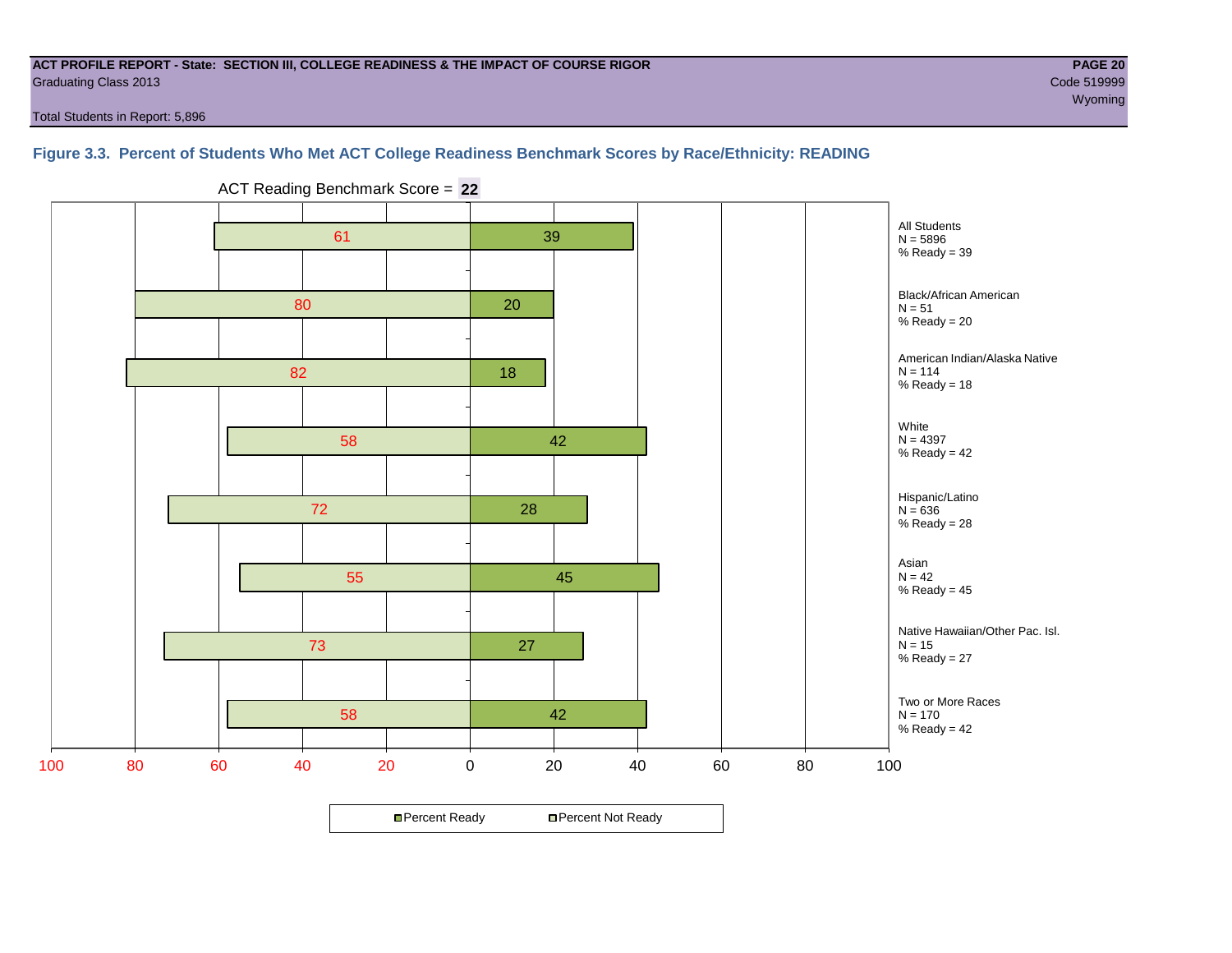ACT PROFILE REPORT - State: SECTION III, COLLEGE READINESS & THE IMPACT OF COURSE RIGOR
Graduating Class 2013
Code 519999
Wyoming
Total Students in Report: 5,896

### Figure 3.3. Percent of Students Who Met ACT College Readiness Benchmark Scores by Race/Ethnicity: READING

ACT Reading Benchmark Score = **22**

| Group | N | Percent Not Ready | Percent Ready |
|---|---|---|---|
| All Students | 5896 | 61 | 39 |
| Black/African American | 51 | 80 | 20 |
| American Indian/Alaska Native | 114 | 82 | 18 |
| White | 4397 | 58 | 42 |
| Hispanic/Latino | 636 | 72 | 28 |
| Asian | 42 | 55 | 45 |
| Native Hawaiian/Other Pac. Isl. | 15 | 73 | 27 |
| Two or More Races | 170 | 58 | 42 |

Percent Ready | Percent Not Ready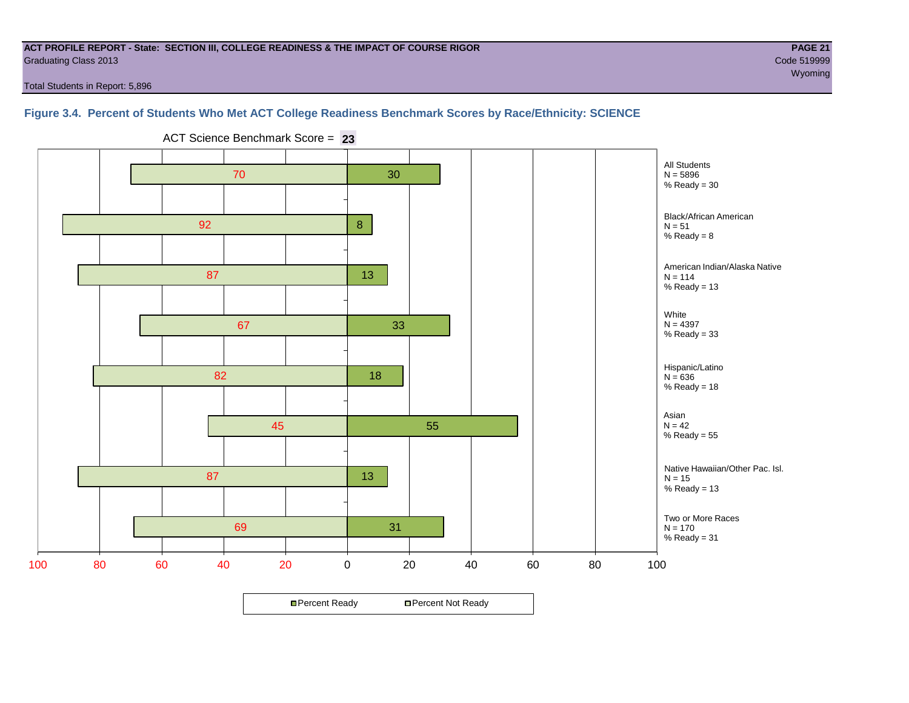**ACT PROFILE REPORT - State: SECTION III, COLLEGE READINESS & THE IMPACT OF COURSE RIGOR**
Graduating Class 2013

Code 519999
Wyoming

Total Students in Report: 5,896

## Figure 3.4. Percent of Students Who Met ACT College Readiness Benchmark Scores by Race/Ethnicity: SCIENCE

ACT Science Benchmark Score = **23**

| Group | N | Percent Not Ready | Percent Ready |
|---|---|---|---|
| All Students | 5896 | 70 | 30 |
| Black/African American | 51 | 92 | 8 |
| American Indian/Alaska Native | 114 | 87 | 13 |
| White | 4397 | 67 | 33 |
| Hispanic/Latino | 636 | 82 | 18 |
| Asian | 42 | 45 | 55 |
| Native Hawaiian/Other Pac. Isl. | 15 | 87 | 13 |
| Two or More Races | 170 | 69 | 31 |

■ Percent Ready □ Percent Not Ready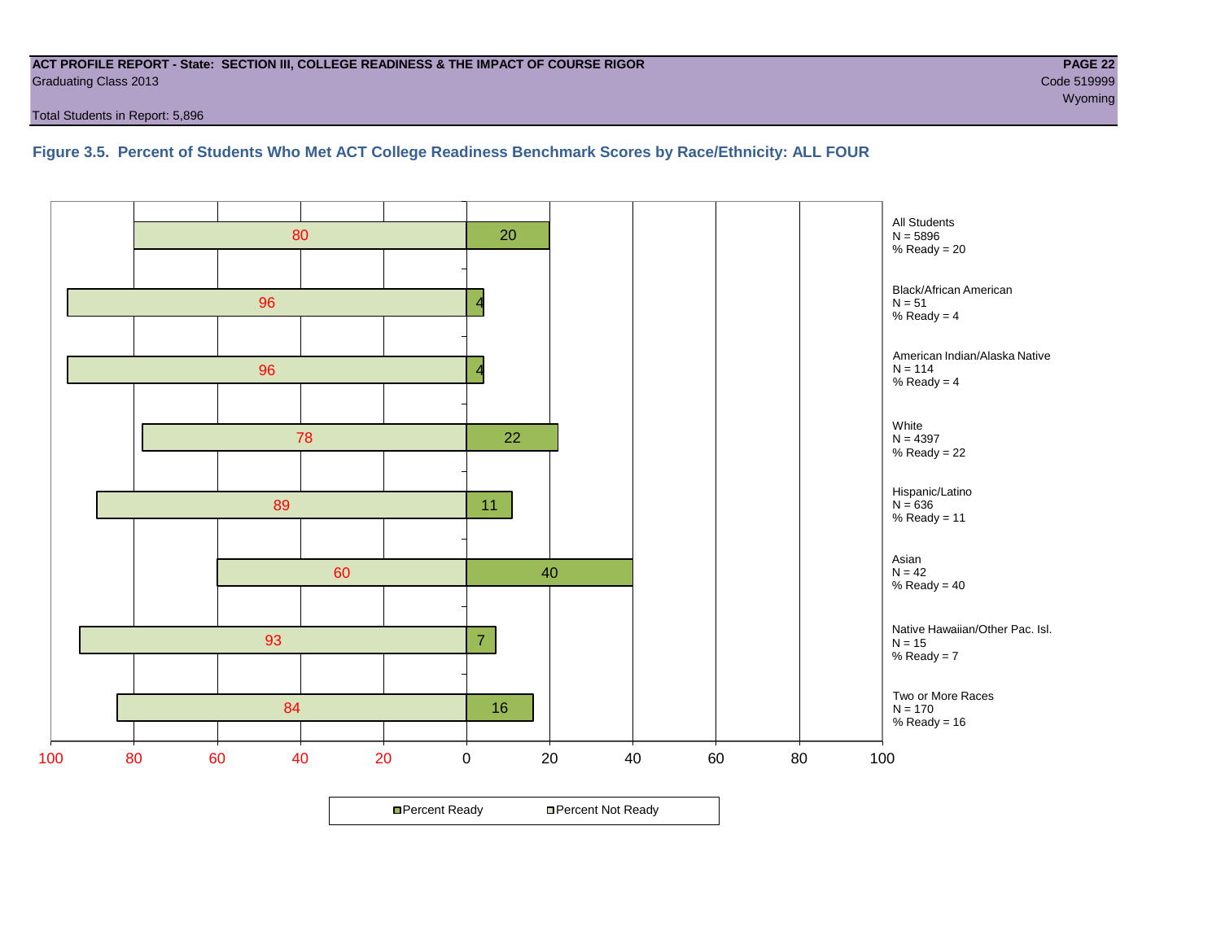**ACT PROFILE REPORT - State: SECTION III, COLLEGE READINESS & THE IMPACT OF COURSE RIGOR**
Graduating Class 2013
Code 519999
Wyoming

Total Students in Report: 5,896

### Figure 3.5. Percent of Students Who Met ACT College Readiness Benchmark Scores by Race/Ethnicity: ALL FOUR

| Group | N | Percent Not Ready | Percent Ready |
|---|---|---|---|
| All Students | 5896 | 80 | 20 |
| Black/African American | 51 | 96 | 4 |
| American Indian/Alaska Native | 114 | 96 | 4 |
| White | 4397 | 78 | 22 |
| Hispanic/Latino | 636 | 89 | 11 |
| Asian | 42 | 60 | 40 |
| Native Hawaiian/Other Pac. Isl. | 15 | 93 | 7 |
| Two or More Races | 170 | 84 | 16 |

Percent Ready · Percent Not Ready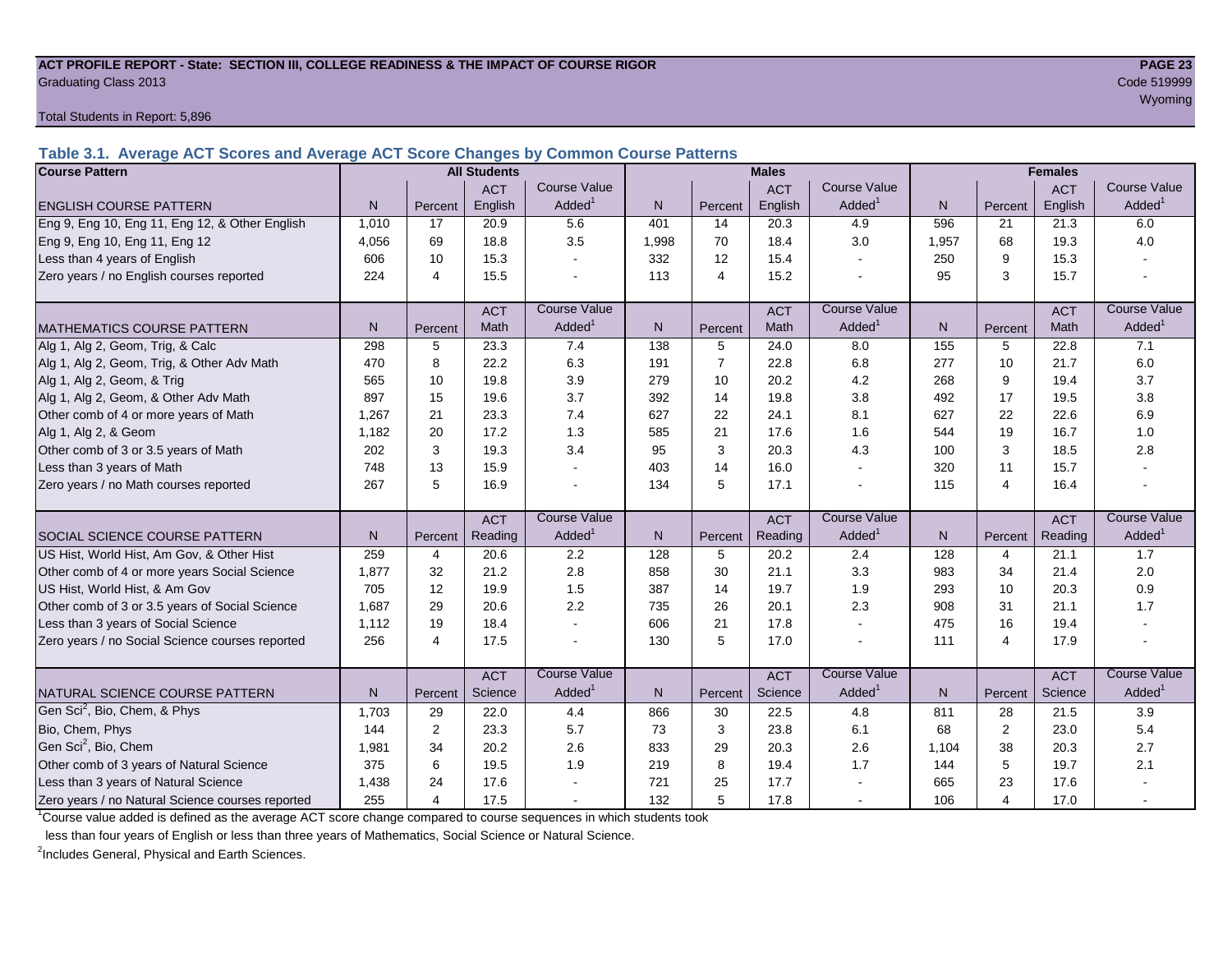**ACT PROFILE REPORT - State: SECTION III, COLLEGE READINESS & THE IMPACT OF COURSE RIGOR**
Graduating Class 2013

Code 519999
Wyoming

Total Students in Report: 5,896

### Table 3.1. Average ACT Scores and Average ACT Score Changes by Common Course Patterns

| Course Pattern | All Students | | | | Males | | | | Females | | | |
|---|---|---|---|---|---|---|---|---|---|---|---|---|
| ENGLISH COURSE PATTERN | N | Percent | ACT English | Course Value Added[1] | N | Percent | ACT English | Course Value Added[1] | N | Percent | ACT English | Course Value Added[1] |
| Eng 9, Eng 10, Eng 11, Eng 12, & Other English | 1,010 | 17 | 20.9 | 5.6 | 401 | 14 | 20.3 | 4.9 | 596 | 21 | 21.3 | 6.0 |
| Eng 9, Eng 10, Eng 11, Eng 12 | 4,056 | 69 | 18.8 | 3.5 | 1,998 | 70 | 18.4 | 3.0 | 1,957 | 68 | 19.3 | 4.0 |
| Less than 4 years of English | 606 | 10 | 15.3 | - | 332 | 12 | 15.4 | - | 250 | 9 | 15.3 | - |
| Zero years / no English courses reported | 224 | 4 | 15.5 | - | 113 | 4 | 15.2 | - | 95 | 3 | 15.7 | - |
| MATHEMATICS COURSE PATTERN | N | Percent | ACT Math | Course Value Added[1] | N | Percent | ACT Math | Course Value Added[1] | N | Percent | ACT Math | Course Value Added[1] |
| Alg 1, Alg 2, Geom, Trig, & Calc | 298 | 5 | 23.3 | 7.4 | 138 | 5 | 24.0 | 8.0 | 155 | 5 | 22.8 | 7.1 |
| Alg 1, Alg 2, Geom, Trig, & Other Adv Math | 470 | 8 | 22.2 | 6.3 | 191 | 7 | 22.8 | 6.8 | 277 | 10 | 21.7 | 6.0 |
| Alg 1, Alg 2, Geom, & Trig | 565 | 10 | 19.8 | 3.9 | 279 | 10 | 20.2 | 4.2 | 268 | 9 | 19.4 | 3.7 |
| Alg 1, Alg 2, Geom, & Other Adv Math | 897 | 15 | 19.6 | 3.7 | 392 | 14 | 19.8 | 3.8 | 492 | 17 | 19.5 | 3.8 |
| Other comb of 4 or more years of Math | 1,267 | 21 | 23.3 | 7.4 | 627 | 22 | 24.1 | 8.1 | 627 | 22 | 22.6 | 6.9 |
| Alg 1, Alg 2, & Geom | 1,182 | 20 | 17.2 | 1.3 | 585 | 21 | 17.6 | 1.6 | 544 | 19 | 16.7 | 1.0 |
| Other comb of 3 or 3.5 years of Math | 202 | 3 | 19.3 | 3.4 | 95 | 3 | 20.3 | 4.3 | 100 | 3 | 18.5 | 2.8 |
| Less than 3 years of Math | 748 | 13 | 15.9 | - | 403 | 14 | 16.0 | - | 320 | 11 | 15.7 | - |
| Zero years / no Math courses reported | 267 | 5 | 16.9 | - | 134 | 5 | 17.1 | - | 115 | 4 | 16.4 | - |
| SOCIAL SCIENCE COURSE PATTERN | N | Percent | ACT Reading | Course Value Added[1] | N | Percent | ACT Reading | Course Value Added[1] | N | Percent | ACT Reading | Course Value Added[1] |
| US Hist, World Hist, Am Gov, & Other Hist | 259 | 4 | 20.6 | 2.2 | 128 | 5 | 20.2 | 2.4 | 128 | 4 | 21.1 | 1.7 |
| Other comb of 4 or more years Social Science | 1,877 | 32 | 21.2 | 2.8 | 858 | 30 | 21.1 | 3.3 | 983 | 34 | 21.4 | 2.0 |
| US Hist, World Hist, & Am Gov | 705 | 12 | 19.9 | 1.5 | 387 | 14 | 19.7 | 1.9 | 293 | 10 | 20.3 | 0.9 |
| Other comb of 3 or 3.5 years of Social Science | 1,687 | 29 | 20.6 | 2.2 | 735 | 26 | 20.1 | 2.3 | 908 | 31 | 21.1 | 1.7 |
| Less than 3 years of Social Science | 1,112 | 19 | 18.4 | - | 606 | 21 | 17.8 | - | 475 | 16 | 19.4 | - |
| Zero years / no Social Science courses reported | 256 | 4 | 17.5 | - | 130 | 5 | 17.0 | - | 111 | 4 | 17.9 | - |
| NATURAL SCIENCE COURSE PATTERN | N | Percent | ACT Science | Course Value Added[1] | N | Percent | ACT Science | Course Value Added[1] | N | Percent | ACT Science | Course Value Added[1] |
| Gen Sci[2], Bio, Chem, & Phys | 1,703 | 29 | 22.0 | 4.4 | 866 | 30 | 22.5 | 4.8 | 811 | 28 | 21.5 | 3.9 |
| Bio, Chem, Phys | 144 | 2 | 23.3 | 5.7 | 73 | 3 | 23.8 | 6.1 | 68 | 2 | 23.0 | 5.4 |
| Gen Sci[2], Bio, Chem | 1,981 | 34 | 20.2 | 2.6 | 833 | 29 | 20.3 | 2.6 | 1,104 | 38 | 20.3 | 2.7 |
| Other comb of 3 years of Natural Science | 375 | 6 | 19.5 | 1.9 | 219 | 8 | 19.4 | 1.7 | 144 | 5 | 19.7 | 2.1 |
| Less than 3 years of Natural Science | 1,438 | 24 | 17.6 | - | 721 | 25 | 17.7 | - | 665 | 23 | 17.6 | - |
| Zero years / no Natural Science courses reported | 255 | 4 | 17.5 | - | 132 | 5 | 17.8 | - | 106 | 4 | 17.0 | - |

[1]Course value added is defined as the average ACT score change compared to course sequences in which students took less than four years of English or less than three years of Mathematics, Social Science or Natural Science.

[2]Includes General, Physical and Earth Sciences.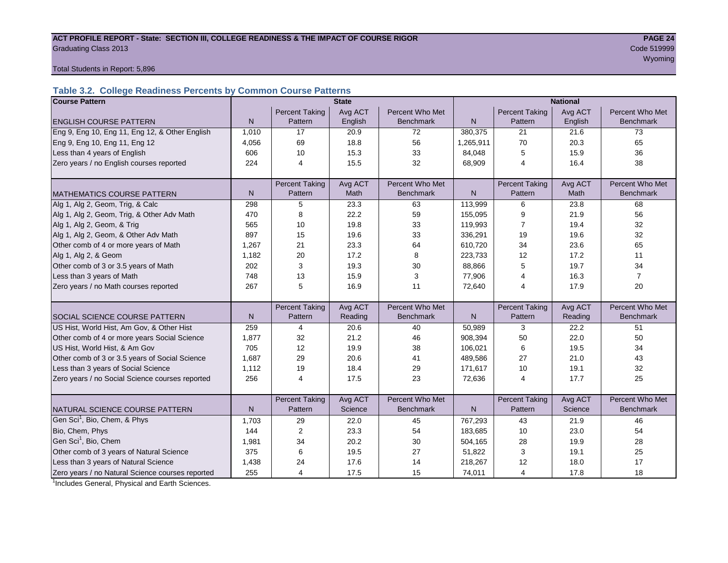**ACT PROFILE REPORT - State: SECTION III, COLLEGE READINESS & THE IMPACT OF COURSE RIGOR**
Graduating Class 2013

Code 519999
Wyoming

Total Students in Report: 5,896

### Table 3.2. College Readiness Percents by Common Course Patterns

| Course Pattern | State | | | | National | | | |
|---|---|---|---|---|---|---|---|---|
| ENGLISH COURSE PATTERN | N | Percent Taking Pattern | Avg ACT English | Percent Who Met Benchmark | N | Percent Taking Pattern | Avg ACT English | Percent Who Met Benchmark |
| Eng 9, Eng 10, Eng 11, Eng 12, & Other English | 1,010 | 17 | 20.9 | 72 | 380,375 | 21 | 21.6 | 73 |
| Eng 9, Eng 10, Eng 11, Eng 12 | 4,056 | 69 | 18.8 | 56 | 1,265,911 | 70 | 20.3 | 65 |
| Less than 4 years of English | 606 | 10 | 15.3 | 33 | 84,048 | 5 | 15.9 | 36 |
| Zero years / no English courses reported | 224 | 4 | 15.5 | 32 | 68,909 | 4 | 16.4 | 38 |
| MATHEMATICS COURSE PATTERN | N | Percent Taking Pattern | Avg ACT Math | Percent Who Met Benchmark | N | Percent Taking Pattern | Avg ACT Math | Percent Who Met Benchmark |
| Alg 1, Alg 2, Geom, Trig, & Calc | 298 | 5 | 23.3 | 63 | 113,999 | 6 | 23.8 | 68 |
| Alg 1, Alg 2, Geom, Trig, & Other Adv Math | 470 | 8 | 22.2 | 59 | 155,095 | 9 | 21.9 | 56 |
| Alg 1, Alg 2, Geom, & Trig | 565 | 10 | 19.8 | 33 | 119,993 | 7 | 19.4 | 32 |
| Alg 1, Alg 2, Geom, & Other Adv Math | 897 | 15 | 19.6 | 33 | 336,291 | 19 | 19.6 | 32 |
| Other comb of 4 or more years of Math | 1,267 | 21 | 23.3 | 64 | 610,720 | 34 | 23.6 | 65 |
| Alg 1, Alg 2, & Geom | 1,182 | 20 | 17.2 | 8 | 223,733 | 12 | 17.2 | 11 |
| Other comb of 3 or 3.5 years of Math | 202 | 3 | 19.3 | 30 | 88,866 | 5 | 19.7 | 34 |
| Less than 3 years of Math | 748 | 13 | 15.9 | 3 | 77,906 | 4 | 16.3 | 7 |
| Zero years / no Math courses reported | 267 | 5 | 16.9 | 11 | 72,640 | 4 | 17.9 | 20 |
| SOCIAL SCIENCE COURSE PATTERN | N | Percent Taking Pattern | Avg ACT Reading | Percent Who Met Benchmark | N | Percent Taking Pattern | Avg ACT Reading | Percent Who Met Benchmark |
| US Hist, World Hist, Am Gov, & Other Hist | 259 | 4 | 20.6 | 40 | 50,989 | 3 | 22.2 | 51 |
| Other comb of 4 or more years Social Science | 1,877 | 32 | 21.2 | 46 | 908,394 | 50 | 22.0 | 50 |
| US Hist, World Hist, & Am Gov | 705 | 12 | 19.9 | 38 | 106,021 | 6 | 19.5 | 34 |
| Other comb of 3 or 3.5 years of Social Science | 1,687 | 29 | 20.6 | 41 | 489,586 | 27 | 21.0 | 43 |
| Less than 3 years of Social Science | 1,112 | 19 | 18.4 | 29 | 171,617 | 10 | 19.1 | 32 |
| Zero years / no Social Science courses reported | 256 | 4 | 17.5 | 23 | 72,636 | 4 | 17.7 | 25 |
| NATURAL SCIENCE COURSE PATTERN | N | Percent Taking Pattern | Avg ACT Science | Percent Who Met Benchmark | N | Percent Taking Pattern | Avg ACT Science | Percent Who Met Benchmark |
| Gen Sci[1], Bio, Chem, & Phys | 1,703 | 29 | 22.0 | 45 | 767,293 | 43 | 21.9 | 46 |
| Bio, Chem, Phys | 144 | 2 | 23.3 | 54 | 183,685 | 10 | 23.0 | 54 |
| Gen Sci[1], Bio, Chem | 1,981 | 34 | 20.2 | 30 | 504,165 | 28 | 19.9 | 28 |
| Other comb of 3 years of Natural Science | 375 | 6 | 19.5 | 27 | 51,822 | 3 | 19.1 | 25 |
| Less than 3 years of Natural Science | 1,438 | 24 | 17.6 | 14 | 218,267 | 12 | 18.0 | 17 |
| Zero years / no Natural Science courses reported | 255 | 4 | 17.5 | 15 | 74,011 | 4 | 17.8 | 18 |

[1]Includes General, Physical and Earth Sciences.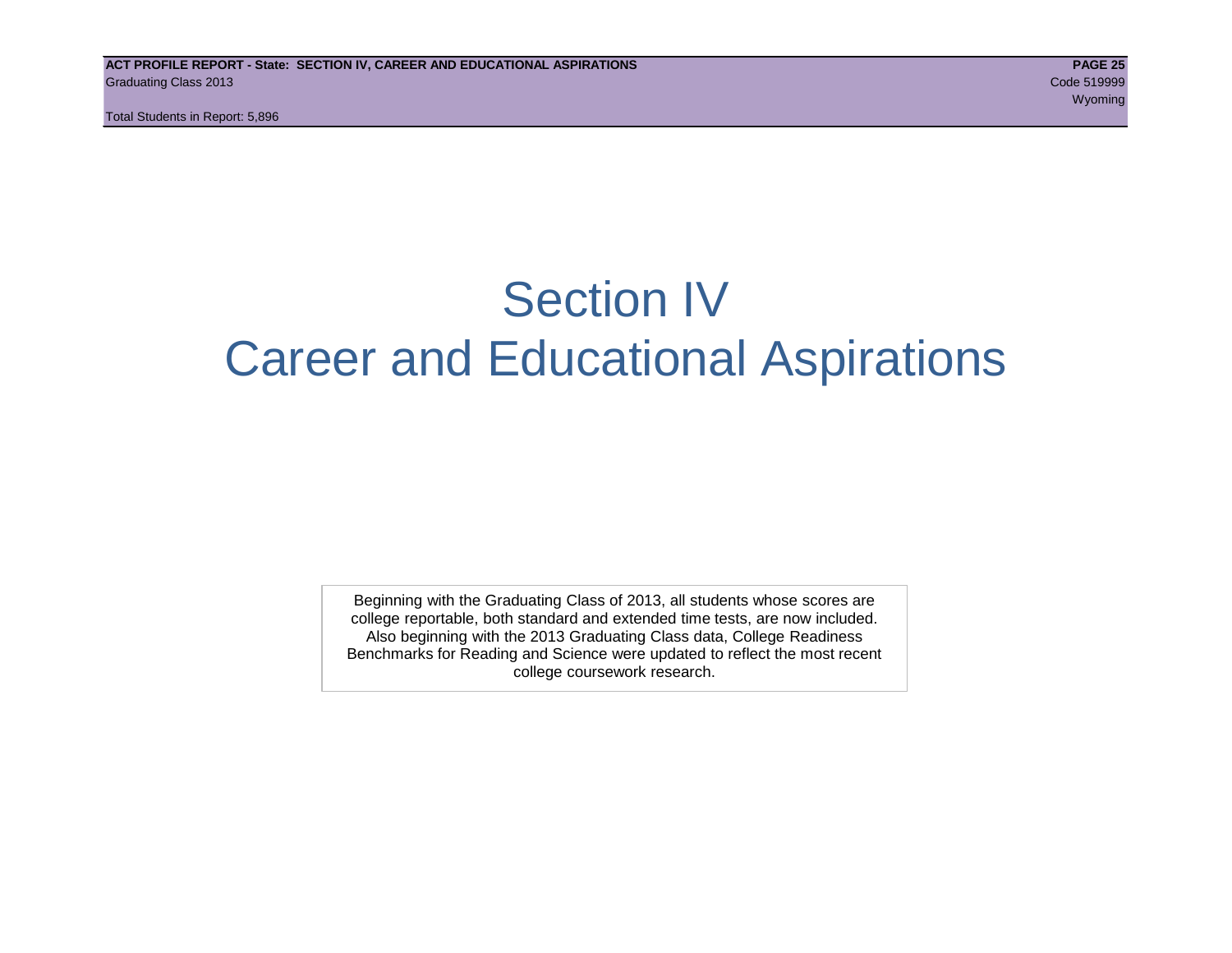# Section IV
# Career and Educational Aspirations

Beginning with the Graduating Class of 2013, all students whose scores are college reportable, both standard and extended time tests, are now included. Also beginning with the 2013 Graduating Class data, College Readiness Benchmarks for Reading and Science were updated to reflect the most recent college coursework research.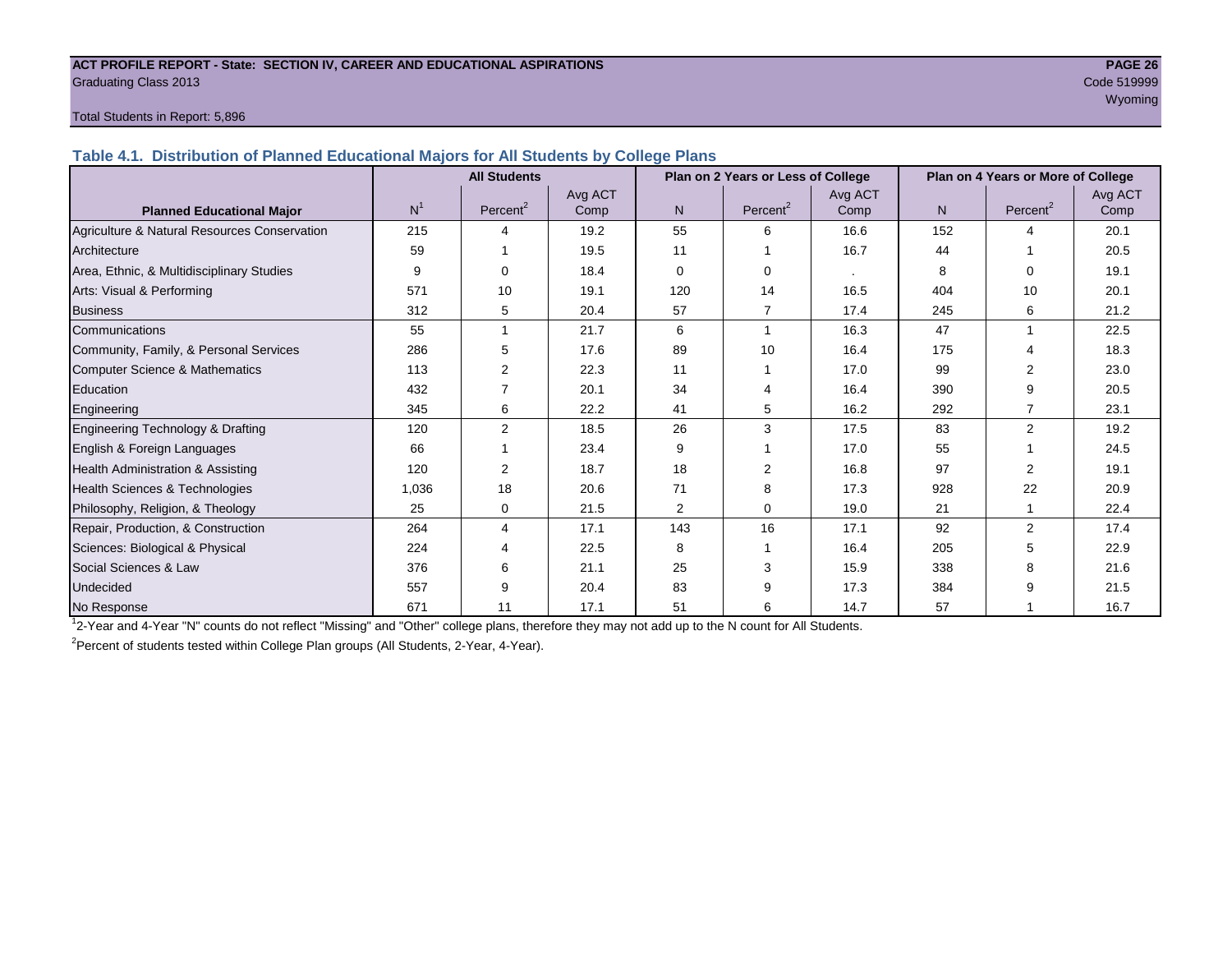ACT PROFILE REPORT - State: SECTION IV, CAREER AND EDUCATIONAL ASPIRATIONS
Graduating Class 2013
Code 519999
Wyoming

Total Students in Report: 5,896

## Table 4.1. Distribution of Planned Educational Majors for All Students by College Plans

| Planned Educational Major | All Students | | | Plan on 2 Years or Less of College | | | Plan on 4 Years or More of College | | |
|---|---|---|---|---|---|---|---|---|---|
| | N[1] | Percent[2] | Avg ACT Comp | N | Percent[2] | Avg ACT Comp | N | Percent[2] | Avg ACT Comp |
| Agriculture & Natural Resources Conservation | 215 | 4 | 19.2 | 55 | 6 | 16.6 | 152 | 4 | 20.1 |
| Architecture | 59 | 1 | 19.5 | 11 | 1 | 16.7 | 44 | 1 | 20.5 |
| Area, Ethnic, & Multidisciplinary Studies | 9 | 0 | 18.4 | 0 | 0 | . | 8 | 0 | 19.1 |
| Arts: Visual & Performing | 571 | 10 | 19.1 | 120 | 14 | 16.5 | 404 | 10 | 20.1 |
| Business | 312 | 5 | 20.4 | 57 | 7 | 17.4 | 245 | 6 | 21.2 |
| Communications | 55 | 1 | 21.7 | 6 | 1 | 16.3 | 47 | 1 | 22.5 |
| Community, Family, & Personal Services | 286 | 5 | 17.6 | 89 | 10 | 16.4 | 175 | 4 | 18.3 |
| Computer Science & Mathematics | 113 | 2 | 22.3 | 11 | 1 | 17.0 | 99 | 2 | 23.0 |
| Education | 432 | 7 | 20.1 | 34 | 4 | 16.4 | 390 | 9 | 20.5 |
| Engineering | 345 | 6 | 22.2 | 41 | 5 | 16.2 | 292 | 7 | 23.1 |
| Engineering Technology & Drafting | 120 | 2 | 18.5 | 26 | 3 | 17.5 | 83 | 2 | 19.2 |
| English & Foreign Languages | 66 | 1 | 23.4 | 9 | 1 | 17.0 | 55 | 1 | 24.5 |
| Health Administration & Assisting | 120 | 2 | 18.7 | 18 | 2 | 16.8 | 97 | 2 | 19.1 |
| Health Sciences & Technologies | 1,036 | 18 | 20.6 | 71 | 8 | 17.3 | 928 | 22 | 20.9 |
| Philosophy, Religion, & Theology | 25 | 0 | 21.5 | 2 | 0 | 19.0 | 21 | 1 | 22.4 |
| Repair, Production, & Construction | 264 | 4 | 17.1 | 143 | 16 | 17.1 | 92 | 2 | 17.4 |
| Sciences: Biological & Physical | 224 | 4 | 22.5 | 8 | 1 | 16.4 | 205 | 5 | 22.9 |
| Social Sciences & Law | 376 | 6 | 21.1 | 25 | 3 | 15.9 | 338 | 8 | 21.6 |
| Undecided | 557 | 9 | 20.4 | 83 | 9 | 17.3 | 384 | 9 | 21.5 |
| No Response | 671 | 11 | 17.1 | 51 | 6 | 14.7 | 57 | 1 | 16.7 |

[1] 2-Year and 4-Year "N" counts do not reflect "Missing" and "Other" college plans, therefore they may not add up to the N count for All Students.

[2] Percent of students tested within College Plan groups (All Students, 2-Year, 4-Year).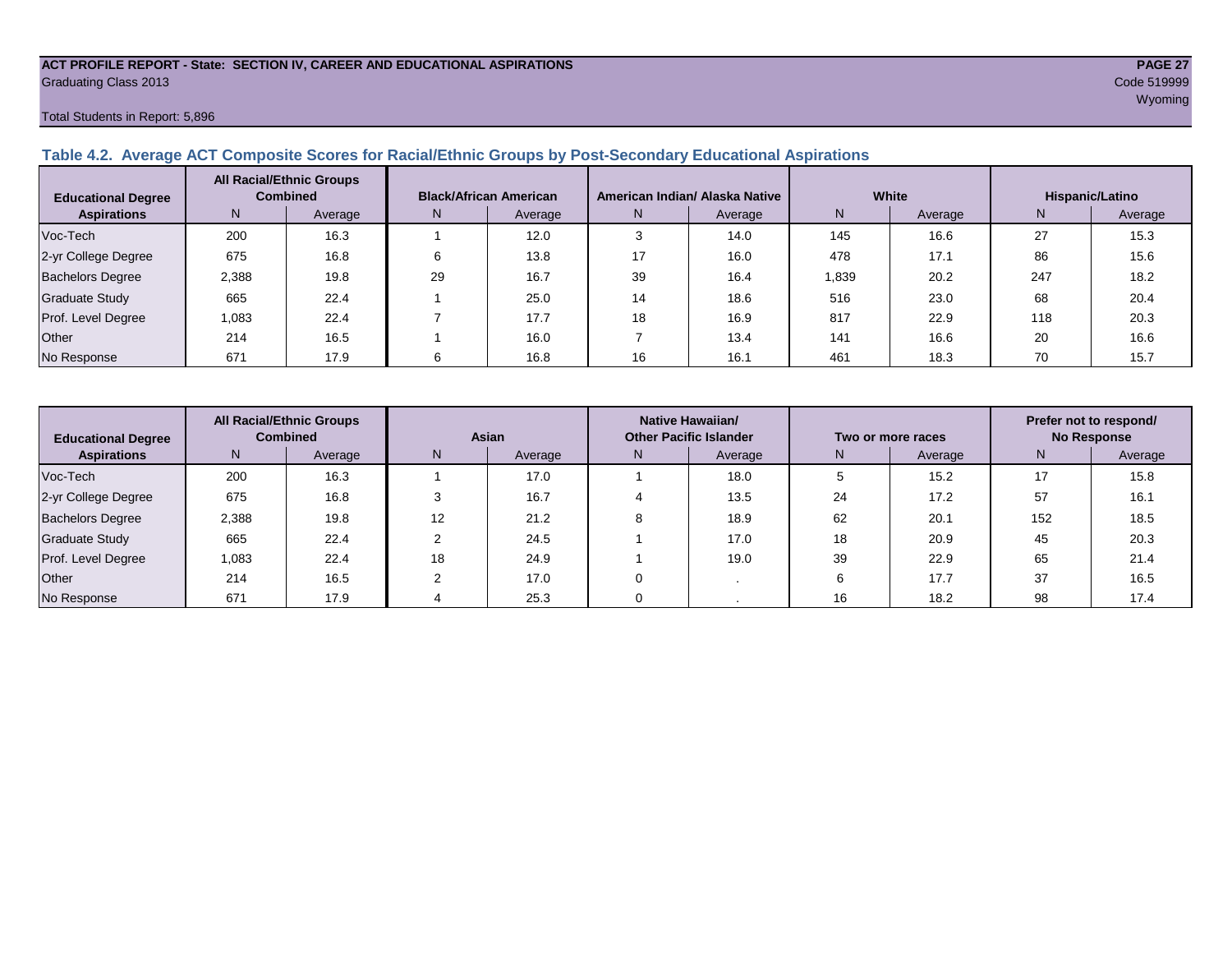**ACT PROFILE REPORT - State: SECTION IV, CAREER AND EDUCATIONAL ASPIRATIONS**
Graduating Class 2013
Code 519999
Wyoming

Total Students in Report: 5,896

## Table 4.2. Average ACT Composite Scores for Racial/Ethnic Groups by Post-Secondary Educational Aspirations

| Educational Degree Aspirations | All Racial/Ethnic Groups Combined | | Black/African American | | American Indian/ Alaska Native | | White | | Hispanic/Latino | |
|---|---|---|---|---|---|---|---|---|---|---|
| | N | Average | N | Average | N | Average | N | Average | N | Average |
| Voc-Tech | 200 | 16.3 | 1 | 12.0 | 3 | 14.0 | 145 | 16.6 | 27 | 15.3 |
| 2-yr College Degree | 675 | 16.8 | 6 | 13.8 | 17 | 16.0 | 478 | 17.1 | 86 | 15.6 |
| Bachelors Degree | 2,388 | 19.8 | 29 | 16.7 | 39 | 16.4 | 1,839 | 20.2 | 247 | 18.2 |
| Graduate Study | 665 | 22.4 | 1 | 25.0 | 14 | 18.6 | 516 | 23.0 | 68 | 20.4 |
| Prof. Level Degree | 1,083 | 22.4 | 7 | 17.7 | 18 | 16.9 | 817 | 22.9 | 118 | 20.3 |
| Other | 214 | 16.5 | 1 | 16.0 | 7 | 13.4 | 141 | 16.6 | 20 | 16.6 |
| No Response | 671 | 17.9 | 6 | 16.8 | 16 | 16.1 | 461 | 18.3 | 70 | 15.7 |

| Educational Degree Aspirations | All Racial/Ethnic Groups Combined | | Asian | | Native Hawaiian/ Other Pacific Islander | | Two or more races | | Prefer not to respond/ No Response | |
|---|---|---|---|---|---|---|---|---|---|---|
| | N | Average | N | Average | N | Average | N | Average | N | Average |
| Voc-Tech | 200 | 16.3 | 1 | 17.0 | 1 | 18.0 | 5 | 15.2 | 17 | 15.8 |
| 2-yr College Degree | 675 | 16.8 | 3 | 16.7 | 4 | 13.5 | 24 | 17.2 | 57 | 16.1 |
| Bachelors Degree | 2,388 | 19.8 | 12 | 21.2 | 8 | 18.9 | 62 | 20.1 | 152 | 18.5 |
| Graduate Study | 665 | 22.4 | 2 | 24.5 | 1 | 17.0 | 18 | 20.9 | 45 | 20.3 |
| Prof. Level Degree | 1,083 | 22.4 | 18 | 24.9 | 1 | 19.0 | 39 | 22.9 | 65 | 21.4 |
| Other | 214 | 16.5 | 2 | 17.0 | 0 | . | 6 | 17.7 | 37 | 16.5 |
| No Response | 671 | 17.9 | 4 | 25.3 | 0 | . | 16 | 18.2 | 98 | 17.4 |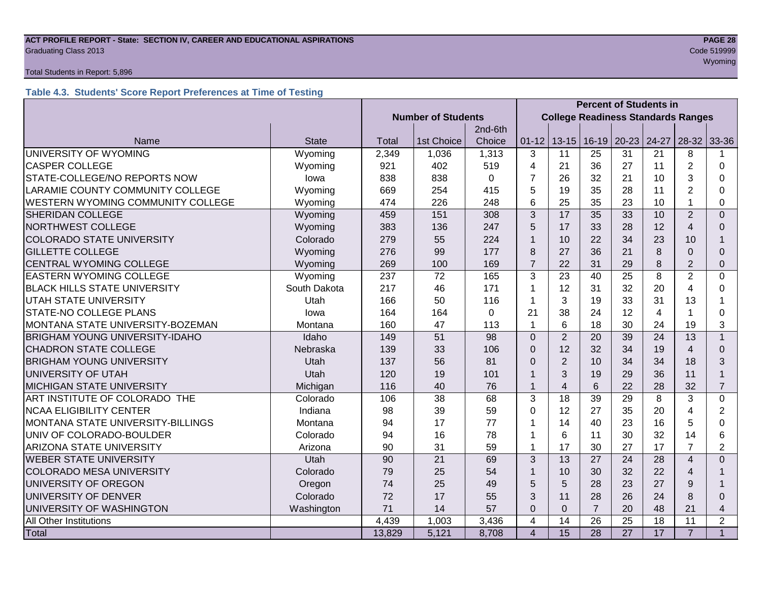Total Students in Report: 5,896

### Table 4.3. Students' Score Report Preferences at Time of Testing

| Name | State | Number of Students | | | Percent of Students in College Readiness Standards Ranges | | | | | | |
|---|---|---|---|---|---|---|---|---|---|---|---|
| | | Total | 1st Choice | 2nd-6th Choice | 01-12 | 13-15 | 16-19 | 20-23 | 24-27 | 28-32 | 33-36 |
| UNIVERSITY OF WYOMING | Wyoming | 2,349 | 1,036 | 1,313 | 3 | 11 | 25 | 31 | 21 | 8 | 1 |
| CASPER COLLEGE | Wyoming | 921 | 402 | 519 | 4 | 21 | 36 | 27 | 11 | 2 | 0 |
| STATE-COLLEGE/NO REPORTS NOW | Iowa | 838 | 838 | 0 | 7 | 26 | 32 | 21 | 10 | 3 | 0 |
| LARAMIE COUNTY COMMUNITY COLLEGE | Wyoming | 669 | 254 | 415 | 5 | 19 | 35 | 28 | 11 | 2 | 0 |
| WESTERN WYOMING COMMUNITY COLLEGE | Wyoming | 474 | 226 | 248 | 6 | 25 | 35 | 23 | 10 | 1 | 0 |
| SHERIDAN COLLEGE | Wyoming | 459 | 151 | 308 | 3 | 17 | 35 | 33 | 10 | 2 | 0 |
| NORTHWEST COLLEGE | Wyoming | 383 | 136 | 247 | 5 | 17 | 33 | 28 | 12 | 4 | 0 |
| COLORADO STATE UNIVERSITY | Colorado | 279 | 55 | 224 | 1 | 10 | 22 | 34 | 23 | 10 | 1 |
| GILLETTE COLLEGE | Wyoming | 276 | 99 | 177 | 8 | 27 | 36 | 21 | 8 | 0 | 0 |
| CENTRAL WYOMING COLLEGE | Wyoming | 269 | 100 | 169 | 7 | 22 | 31 | 29 | 8 | 2 | 0 |
| EASTERN WYOMING COLLEGE | Wyoming | 237 | 72 | 165 | 3 | 23 | 40 | 25 | 8 | 2 | 0 |
| BLACK HILLS STATE UNIVERSITY | South Dakota | 217 | 46 | 171 | 1 | 12 | 31 | 32 | 20 | 4 | 0 |
| UTAH STATE UNIVERSITY | Utah | 166 | 50 | 116 | 1 | 3 | 19 | 33 | 31 | 13 | 1 |
| STATE-NO COLLEGE PLANS | Iowa | 164 | 164 | 0 | 21 | 38 | 24 | 12 | 4 | 1 | 0 |
| MONTANA STATE UNIVERSITY-BOZEMAN | Montana | 160 | 47 | 113 | 1 | 6 | 18 | 30 | 24 | 19 | 3 |
| BRIGHAM YOUNG UNIVERSITY-IDAHO | Idaho | 149 | 51 | 98 | 0 | 2 | 20 | 39 | 24 | 13 | 1 |
| CHADRON STATE COLLEGE | Nebraska | 139 | 33 | 106 | 0 | 12 | 32 | 34 | 19 | 4 | 0 |
| BRIGHAM YOUNG UNIVERSITY | Utah | 137 | 56 | 81 | 0 | 2 | 10 | 34 | 34 | 18 | 3 |
| UNIVERSITY OF UTAH | Utah | 120 | 19 | 101 | 1 | 3 | 19 | 29 | 36 | 11 | 1 |
| MICHIGAN STATE UNIVERSITY | Michigan | 116 | 40 | 76 | 1 | 4 | 6 | 22 | 28 | 32 | 7 |
| ART INSTITUTE OF COLORADO THE | Colorado | 106 | 38 | 68 | 3 | 18 | 39 | 29 | 8 | 3 | 0 |
| NCAA ELIGIBILITY CENTER | Indiana | 98 | 39 | 59 | 0 | 12 | 27 | 35 | 20 | 4 | 2 |
| MONTANA STATE UNIVERSITY-BILLINGS | Montana | 94 | 17 | 77 | 1 | 14 | 40 | 23 | 16 | 5 | 0 |
| UNIV OF COLORADO-BOULDER | Colorado | 94 | 16 | 78 | 1 | 6 | 11 | 30 | 32 | 14 | 6 |
| ARIZONA STATE UNIVERSITY | Arizona | 90 | 31 | 59 | 1 | 17 | 30 | 27 | 17 | 7 | 2 |
| WEBER STATE UNIVERSITY | Utah | 90 | 21 | 69 | 3 | 13 | 27 | 24 | 28 | 4 | 0 |
| COLORADO MESA UNIVERSITY | Colorado | 79 | 25 | 54 | 1 | 10 | 30 | 32 | 22 | 4 | 1 |
| UNIVERSITY OF OREGON | Oregon | 74 | 25 | 49 | 5 | 5 | 28 | 23 | 27 | 9 | 1 |
| UNIVERSITY OF DENVER | Colorado | 72 | 17 | 55 | 3 | 11 | 28 | 26 | 24 | 8 | 0 |
| UNIVERSITY OF WASHINGTON | Washington | 71 | 14 | 57 | 0 | 0 | 7 | 20 | 48 | 21 | 4 |
| All Other Institutions | | 4,439 | 1,003 | 3,436 | 4 | 14 | 26 | 25 | 18 | 11 | 2 |
| Total | | 13,829 | 5,121 | 8,708 | 4 | 15 | 28 | 27 | 17 | 7 | 1 |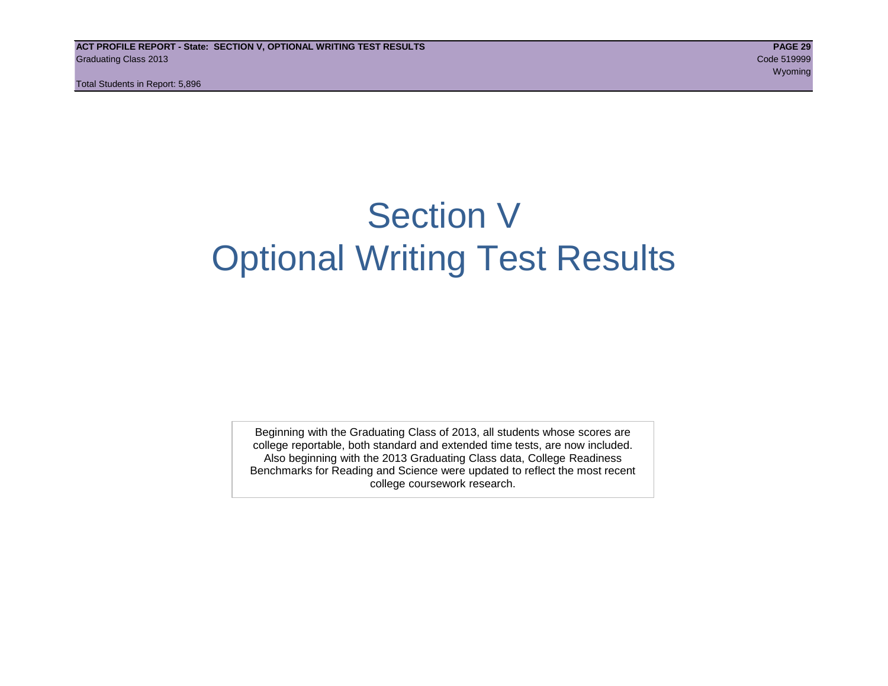# Section V
# Optional Writing Test Results

Beginning with the Graduating Class of 2013, all students whose scores are college reportable, both standard and extended time tests, are now included. Also beginning with the 2013 Graduating Class data, College Readiness Benchmarks for Reading and Science were updated to reflect the most recent college coursework research.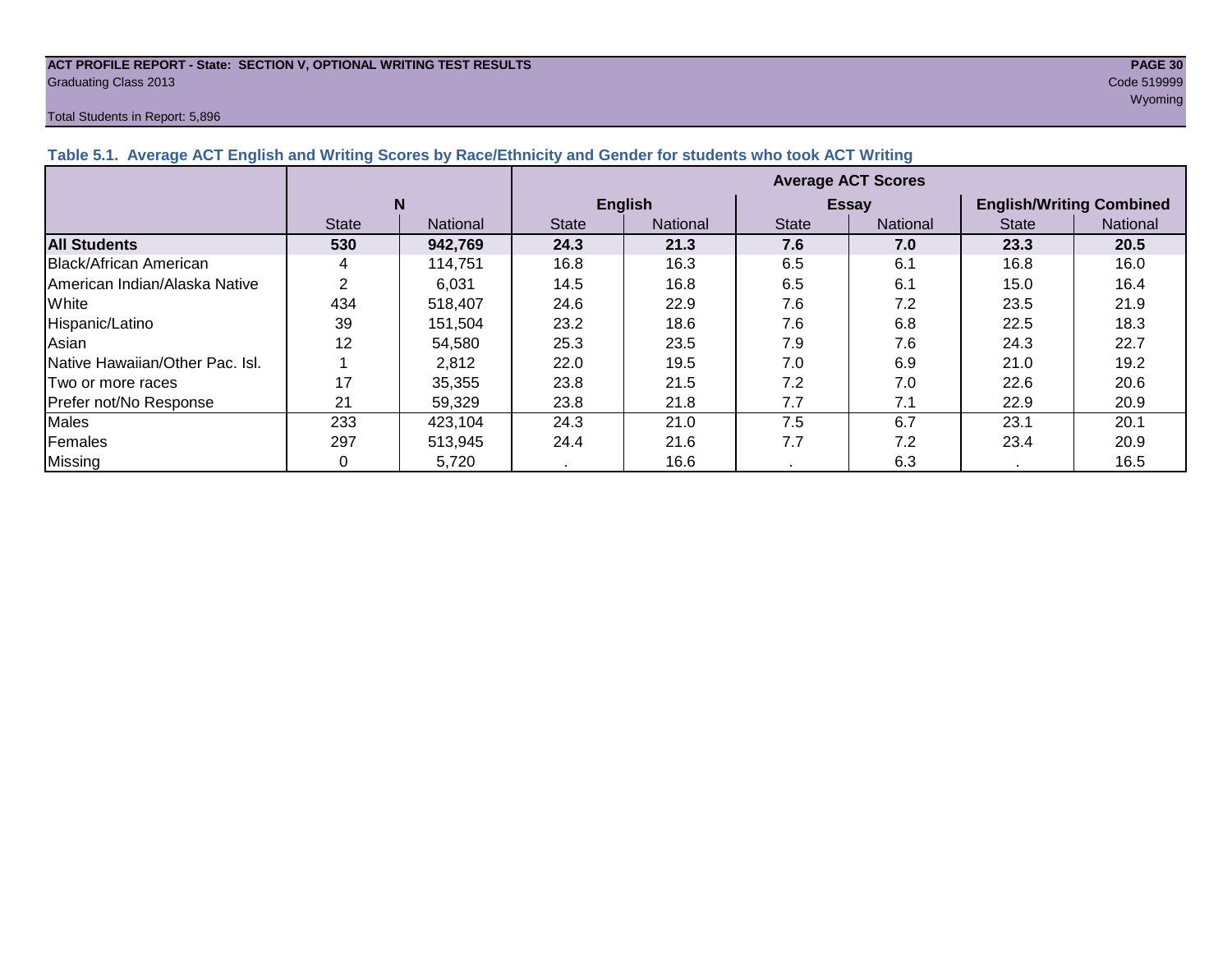**ACT PROFILE REPORT - State: SECTION V, OPTIONAL WRITING TEST RESULTS**
Graduating Class 2013

Code 519999
Wyoming

Total Students in Report: 5,896

### Table 5.1. Average ACT English and Writing Scores by Race/Ethnicity and Gender for students who took ACT Writing

| | N | | Average ACT Scores | | | | | |
|---|---|---|---|---|---|---|---|---|
| | | | English | | Essay | | English/Writing Combined | |
| | State | National | State | National | State | National | State | National |
| **All Students** | **530** | **942,769** | **24.3** | **21.3** | **7.6** | **7.0** | **23.3** | **20.5** |
| Black/African American | 4 | 114,751 | 16.8 | 16.3 | 6.5 | 6.1 | 16.8 | 16.0 |
| American Indian/Alaska Native | 2 | 6,031 | 14.5 | 16.8 | 6.5 | 6.1 | 15.0 | 16.4 |
| White | 434 | 518,407 | 24.6 | 22.9 | 7.6 | 7.2 | 23.5 | 21.9 |
| Hispanic/Latino | 39 | 151,504 | 23.2 | 18.6 | 7.6 | 6.8 | 22.5 | 18.3 |
| Asian | 12 | 54,580 | 25.3 | 23.5 | 7.9 | 7.6 | 24.3 | 22.7 |
| Native Hawaiian/Other Pac. Isl. | 1 | 2,812 | 22.0 | 19.5 | 7.0 | 6.9 | 21.0 | 19.2 |
| Two or more races | 17 | 35,355 | 23.8 | 21.5 | 7.2 | 7.0 | 22.6 | 20.6 |
| Prefer not/No Response | 21 | 59,329 | 23.8 | 21.8 | 7.7 | 7.1 | 22.9 | 20.9 |
| Males | 233 | 423,104 | 24.3 | 21.0 | 7.5 | 6.7 | 23.1 | 20.1 |
| Females | 297 | 513,945 | 24.4 | 21.6 | 7.7 | 7.2 | 23.4 | 20.9 |
| Missing | 0 | 5,720 | . | 16.6 | . | 6.3 | . | 16.5 |